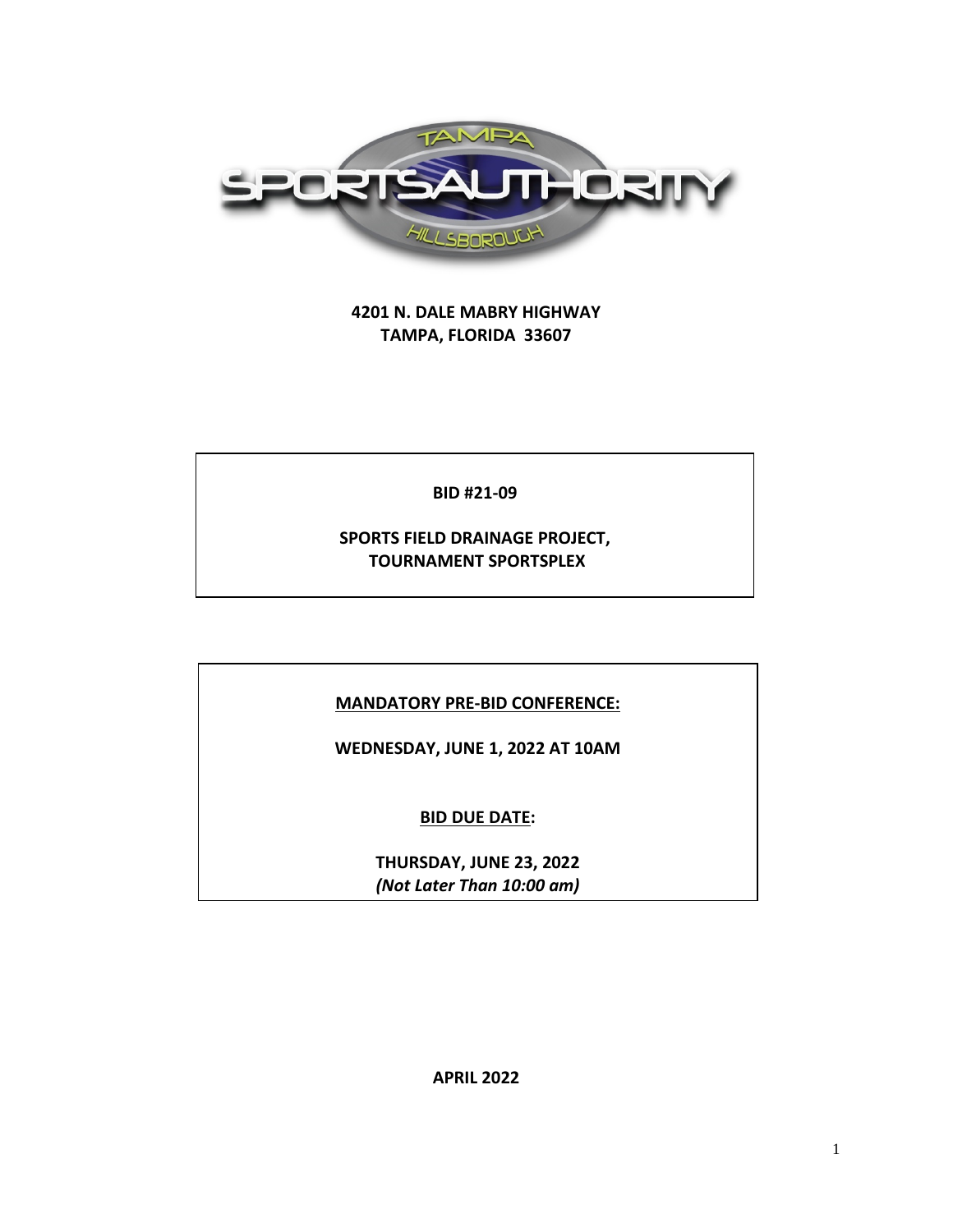TAMPA SPORTSAUTHORITY HILLSBOROUGH

**4201 N. DALE MABRY HIGHWAY**
**TAMPA, FLORIDA 33607**

**BID #21-09**

**SPORTS FIELD DRAINAGE PROJECT,**
**TOURNAMENT SPORTSPLEX**

**MANDATORY PRE-BID CONFERENCE:**

**WEDNESDAY, JUNE 1, 2022 AT 10AM**

**BID DUE DATE:**

**THURSDAY, JUNE 23, 2022**
***(Not Later Than 10:00 am)***

**APRIL 2022**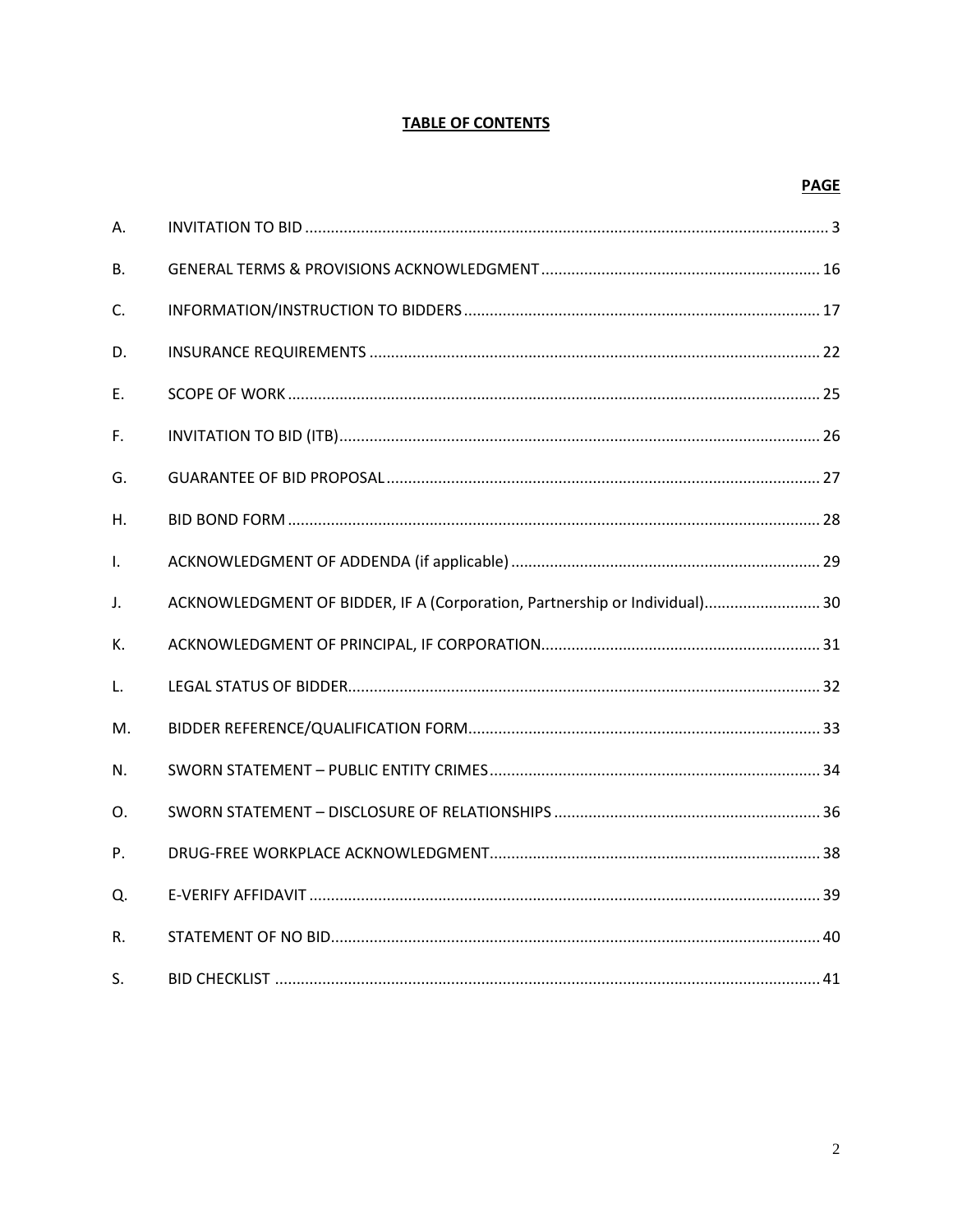# TABLE OF CONTENTS

| | | PAGE |
|---|---|---|
| A. | INVITATION TO BID | 3 |
| B. | GENERAL TERMS & PROVISIONS ACKNOWLEDGMENT | 16 |
| C. | INFORMATION/INSTRUCTION TO BIDDERS | 17 |
| D. | INSURANCE REQUIREMENTS | 22 |
| E. | SCOPE OF WORK | 25 |
| F. | INVITATION TO BID (ITB) | 26 |
| G. | GUARANTEE OF BID PROPOSAL | 27 |
| H. | BID BOND FORM | 28 |
| I. | ACKNOWLEDGMENT OF ADDENDA (if applicable) | 29 |
| J. | ACKNOWLEDGMENT OF BIDDER, IF A (Corporation, Partnership or Individual) | 30 |
| K. | ACKNOWLEDGMENT OF PRINCIPAL, IF CORPORATION | 31 |
| L. | LEGAL STATUS OF BIDDER | 32 |
| M. | BIDDER REFERENCE/QUALIFICATION FORM | 33 |
| N. | SWORN STATEMENT – PUBLIC ENTITY CRIMES | 34 |
| O. | SWORN STATEMENT – DISCLOSURE OF RELATIONSHIPS | 36 |
| P. | DRUG-FREE WORKPLACE ACKNOWLEDGMENT | 38 |
| Q. | E-VERIFY AFFIDAVIT | 39 |
| R. | STATEMENT OF NO BID | 40 |
| S. | BID CHECKLIST | 41 |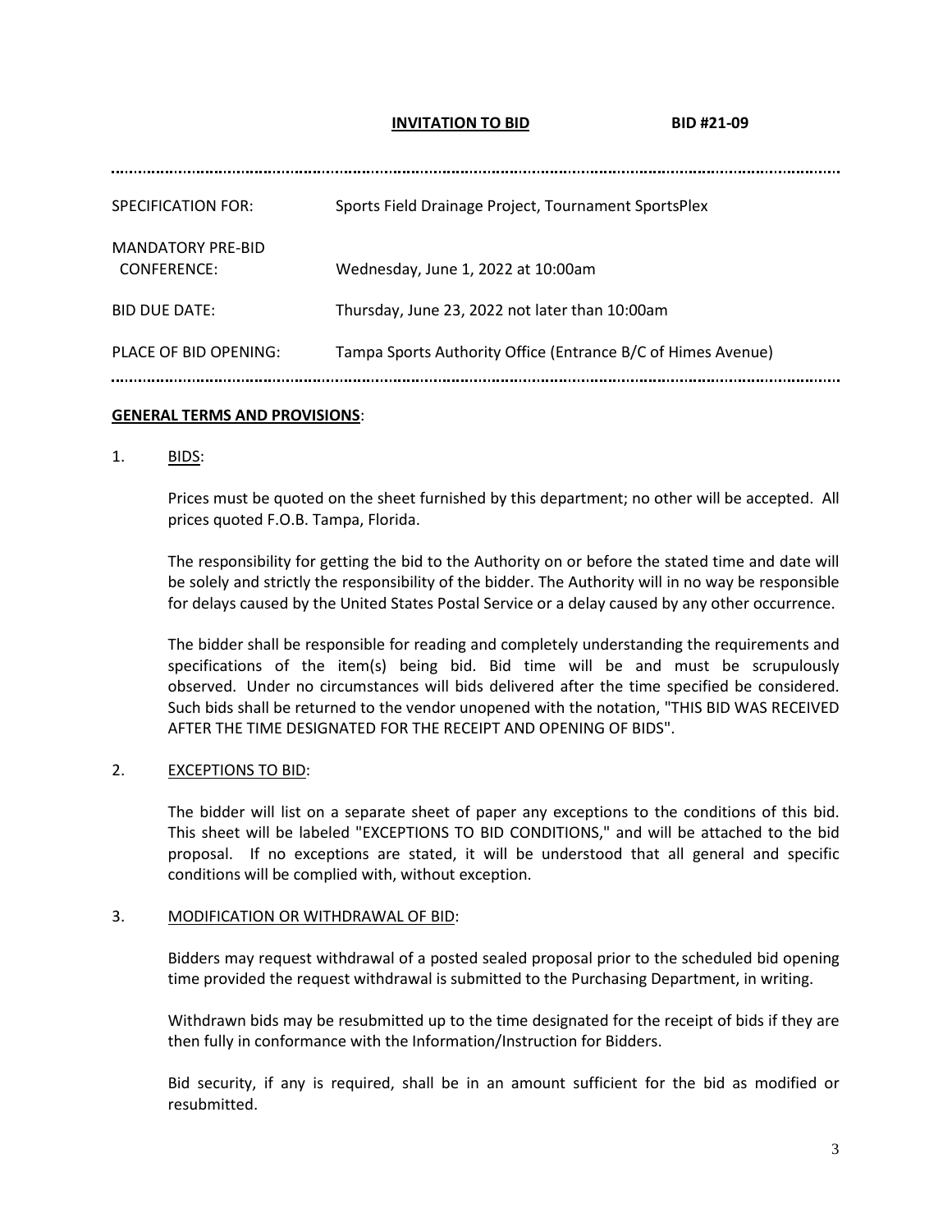**INVITATION TO BID** **BID #21-09**

| | |
|---|---|
| SPECIFICATION FOR: | Sports Field Drainage Project, Tournament SportsPlex |
| MANDATORY PRE-BID CONFERENCE: | Wednesday, June 1, 2022 at 10:00am |
| BID DUE DATE: | Thursday, June 23, 2022 not later than 10:00am |
| PLACE OF BID OPENING: | Tampa Sports Authority Office (Entrance B/C of Himes Avenue) |

**GENERAL TERMS AND PROVISIONS**:

1. BIDS:

   Prices must be quoted on the sheet furnished by this department; no other will be accepted. All prices quoted F.O.B. Tampa, Florida.

   The responsibility for getting the bid to the Authority on or before the stated time and date will be solely and strictly the responsibility of the bidder. The Authority will in no way be responsible for delays caused by the United States Postal Service or a delay caused by any other occurrence.

   The bidder shall be responsible for reading and completely understanding the requirements and specifications of the item(s) being bid. Bid time will be and must be scrupulously observed. Under no circumstances will bids delivered after the time specified be considered. Such bids shall be returned to the vendor unopened with the notation, "THIS BID WAS RECEIVED AFTER THE TIME DESIGNATED FOR THE RECEIPT AND OPENING OF BIDS".

2. EXCEPTIONS TO BID:

   The bidder will list on a separate sheet of paper any exceptions to the conditions of this bid. This sheet will be labeled "EXCEPTIONS TO BID CONDITIONS," and will be attached to the bid proposal. If no exceptions are stated, it will be understood that all general and specific conditions will be complied with, without exception.

3. MODIFICATION OR WITHDRAWAL OF BID:

   Bidders may request withdrawal of a posted sealed proposal prior to the scheduled bid opening time provided the request withdrawal is submitted to the Purchasing Department, in writing.

   Withdrawn bids may be resubmitted up to the time designated for the receipt of bids if they are then fully in conformance with the Information/Instruction for Bidders.

   Bid security, if any is required, shall be in an amount sufficient for the bid as modified or resubmitted.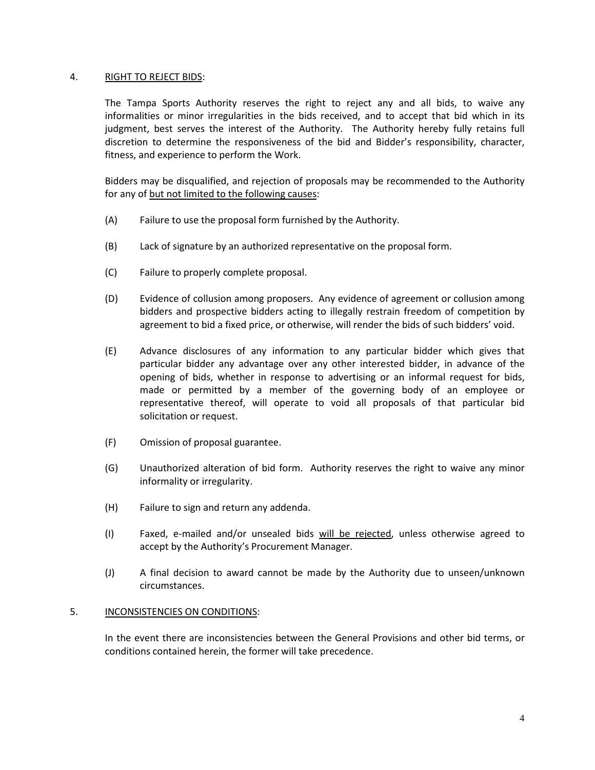4. <u>RIGHT TO REJECT BIDS</u>:

The Tampa Sports Authority reserves the right to reject any and all bids, to waive any informalities or minor irregularities in the bids received, and to accept that bid which in its judgment, best serves the interest of the Authority. The Authority hereby fully retains full discretion to determine the responsiveness of the bid and Bidder's responsibility, character, fitness, and experience to perform the Work.

Bidders may be disqualified, and rejection of proposals may be recommended to the Authority for any of <u>but not limited to the following causes</u>:

(A) Failure to use the proposal form furnished by the Authority.

(B) Lack of signature by an authorized representative on the proposal form.

(C) Failure to properly complete proposal.

(D) Evidence of collusion among proposers. Any evidence of agreement or collusion among bidders and prospective bidders acting to illegally restrain freedom of competition by agreement to bid a fixed price, or otherwise, will render the bids of such bidders' void.

(E) Advance disclosures of any information to any particular bidder which gives that particular bidder any advantage over any other interested bidder, in advance of the opening of bids, whether in response to advertising or an informal request for bids, made or permitted by a member of the governing body of an employee or representative thereof, will operate to void all proposals of that particular bid solicitation or request.

(F) Omission of proposal guarantee.

(G) Unauthorized alteration of bid form. Authority reserves the right to waive any minor informality or irregularity.

(H) Failure to sign and return any addenda.

(I) Faxed, e-mailed and/or unsealed bids <u>will be rejected</u>, unless otherwise agreed to accept by the Authority's Procurement Manager.

(J) A final decision to award cannot be made by the Authority due to unseen/unknown circumstances.

5. <u>INCONSISTENCIES ON CONDITIONS</u>:

In the event there are inconsistencies between the General Provisions and other bid terms, or conditions contained herein, the former will take precedence.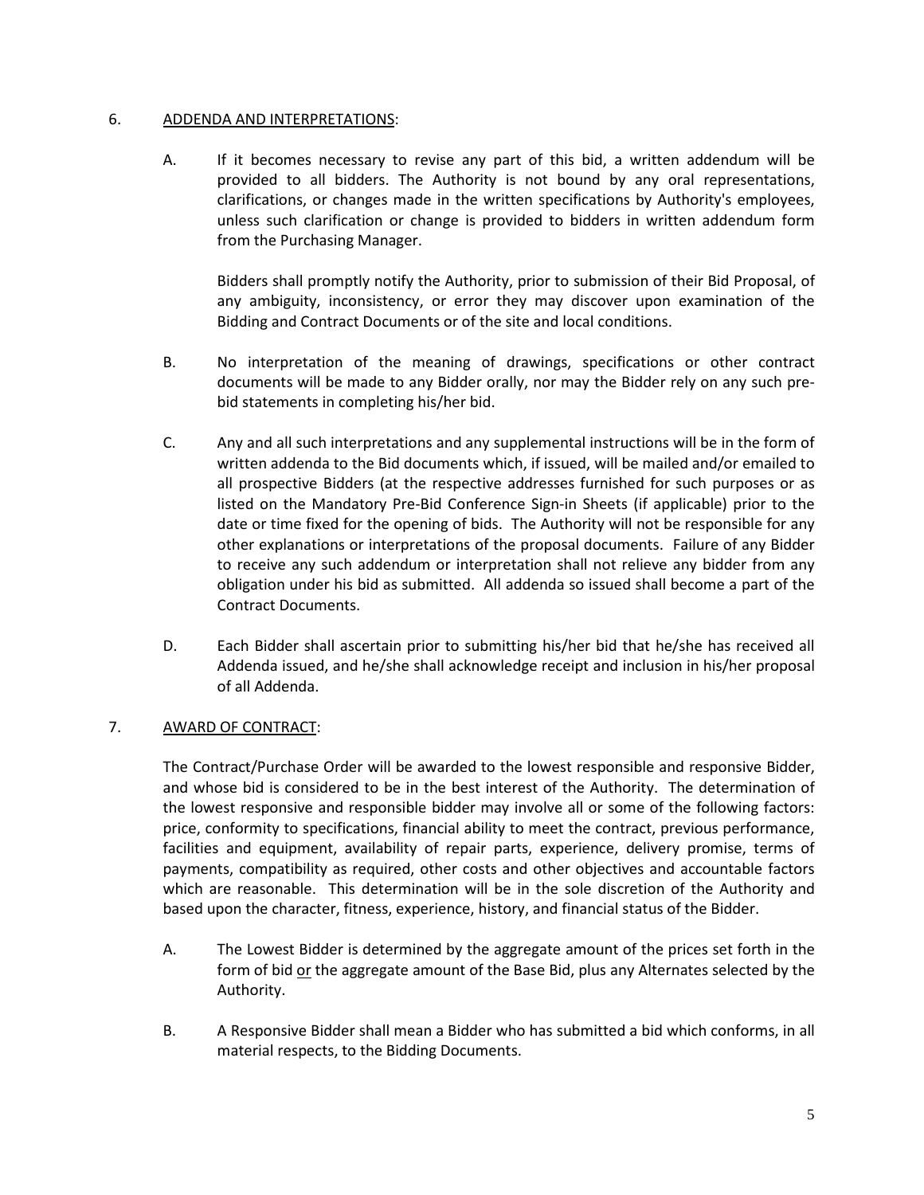6. <u>ADDENDA AND INTERPRETATIONS</u>:

A. If it becomes necessary to revise any part of this bid, a written addendum will be provided to all bidders. The Authority is not bound by any oral representations, clarifications, or changes made in the written specifications by Authority's employees, unless such clarification or change is provided to bidders in written addendum form from the Purchasing Manager.

   Bidders shall promptly notify the Authority, prior to submission of their Bid Proposal, of any ambiguity, inconsistency, or error they may discover upon examination of the Bidding and Contract Documents or of the site and local conditions.

B. No interpretation of the meaning of drawings, specifications or other contract documents will be made to any Bidder orally, nor may the Bidder rely on any such pre-bid statements in completing his/her bid.

C. Any and all such interpretations and any supplemental instructions will be in the form of written addenda to the Bid documents which, if issued, will be mailed and/or emailed to all prospective Bidders (at the respective addresses furnished for such purposes or as listed on the Mandatory Pre-Bid Conference Sign-in Sheets (if applicable) prior to the date or time fixed for the opening of bids. The Authority will not be responsible for any other explanations or interpretations of the proposal documents. Failure of any Bidder to receive any such addendum or interpretation shall not relieve any bidder from any obligation under his bid as submitted. All addenda so issued shall become a part of the Contract Documents.

D. Each Bidder shall ascertain prior to submitting his/her bid that he/she has received all Addenda issued, and he/she shall acknowledge receipt and inclusion in his/her proposal of all Addenda.

7. <u>AWARD OF CONTRACT</u>:

The Contract/Purchase Order will be awarded to the lowest responsible and responsive Bidder, and whose bid is considered to be in the best interest of the Authority. The determination of the lowest responsive and responsible bidder may involve all or some of the following factors: price, conformity to specifications, financial ability to meet the contract, previous performance, facilities and equipment, availability of repair parts, experience, delivery promise, terms of payments, compatibility as required, other costs and other objectives and accountable factors which are reasonable. This determination will be in the sole discretion of the Authority and based upon the character, fitness, experience, history, and financial status of the Bidder.

A. The Lowest Bidder is determined by the aggregate amount of the prices set forth in the form of bid <u>or</u> the aggregate amount of the Base Bid, plus any Alternates selected by the Authority.

B. A Responsive Bidder shall mean a Bidder who has submitted a bid which conforms, in all material respects, to the Bidding Documents.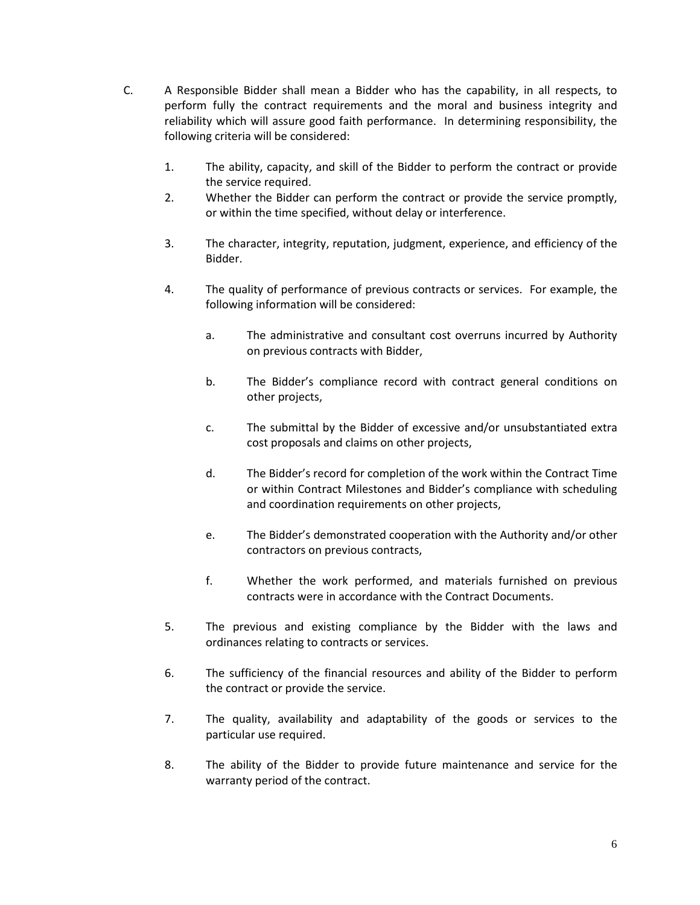C. A Responsible Bidder shall mean a Bidder who has the capability, in all respects, to perform fully the contract requirements and the moral and business integrity and reliability which will assure good faith performance. In determining responsibility, the following criteria will be considered:

1. The ability, capacity, and skill of the Bidder to perform the contract or provide the service required.
2. Whether the Bidder can perform the contract or provide the service promptly, or within the time specified, without delay or interference.
3. The character, integrity, reputation, judgment, experience, and efficiency of the Bidder.
4. The quality of performance of previous contracts or services. For example, the following information will be considered:

   a. The administrative and consultant cost overruns incurred by Authority on previous contracts with Bidder,

   b. The Bidder's compliance record with contract general conditions on other projects,

   c. The submittal by the Bidder of excessive and/or unsubstantiated extra cost proposals and claims on other projects,

   d. The Bidder's record for completion of the work within the Contract Time or within Contract Milestones and Bidder's compliance with scheduling and coordination requirements on other projects,

   e. The Bidder's demonstrated cooperation with the Authority and/or other contractors on previous contracts,

   f. Whether the work performed, and materials furnished on previous contracts were in accordance with the Contract Documents.

5. The previous and existing compliance by the Bidder with the laws and ordinances relating to contracts or services.
6. The sufficiency of the financial resources and ability of the Bidder to perform the contract or provide the service.
7. The quality, availability and adaptability of the goods or services to the particular use required.
8. The ability of the Bidder to provide future maintenance and service for the warranty period of the contract.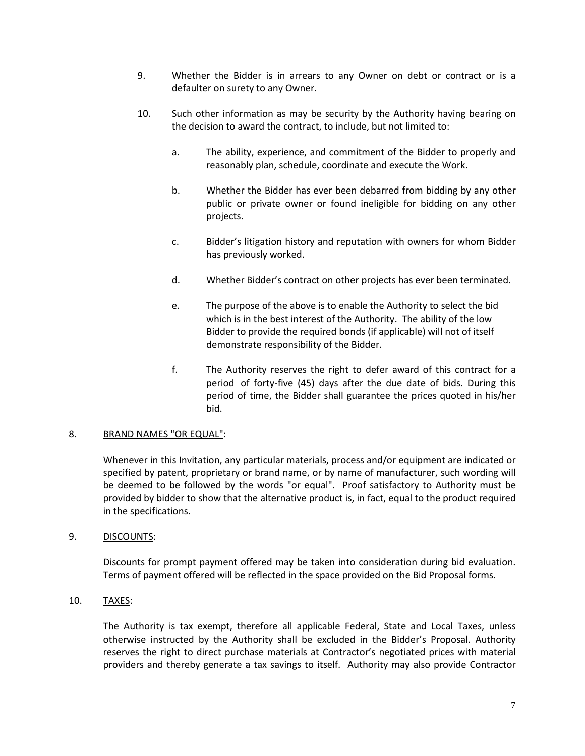9. Whether the Bidder is in arrears to any Owner on debt or contract or is a defaulter on surety to any Owner.

10. Such other information as may be security by the Authority having bearing on the decision to award the contract, to include, but not limited to:

    a. The ability, experience, and commitment of the Bidder to properly and reasonably plan, schedule, coordinate and execute the Work.

    b. Whether the Bidder has ever been debarred from bidding by any other public or private owner or found ineligible for bidding on any other projects.

    c. Bidder's litigation history and reputation with owners for whom Bidder has previously worked.

    d. Whether Bidder's contract on other projects has ever been terminated.

    e. The purpose of the above is to enable the Authority to select the bid which is in the best interest of the Authority. The ability of the low Bidder to provide the required bonds (if applicable) will not of itself demonstrate responsibility of the Bidder.

    f. The Authority reserves the right to defer award of this contract for a period of forty-five (45) days after the due date of bids. During this period of time, the Bidder shall guarantee the prices quoted in his/her bid.

8. <u>BRAND NAMES "OR EQUAL"</u>:

Whenever in this Invitation, any particular materials, process and/or equipment are indicated or specified by patent, proprietary or brand name, or by name of manufacturer, such wording will be deemed to be followed by the words "or equal". Proof satisfactory to Authority must be provided by bidder to show that the alternative product is, in fact, equal to the product required in the specifications.

9. <u>DISCOUNTS</u>:

Discounts for prompt payment offered may be taken into consideration during bid evaluation. Terms of payment offered will be reflected in the space provided on the Bid Proposal forms.

10. <u>TAXES</u>:

The Authority is tax exempt, therefore all applicable Federal, State and Local Taxes, unless otherwise instructed by the Authority shall be excluded in the Bidder's Proposal. Authority reserves the right to direct purchase materials at Contractor's negotiated prices with material providers and thereby generate a tax savings to itself. Authority may also provide Contractor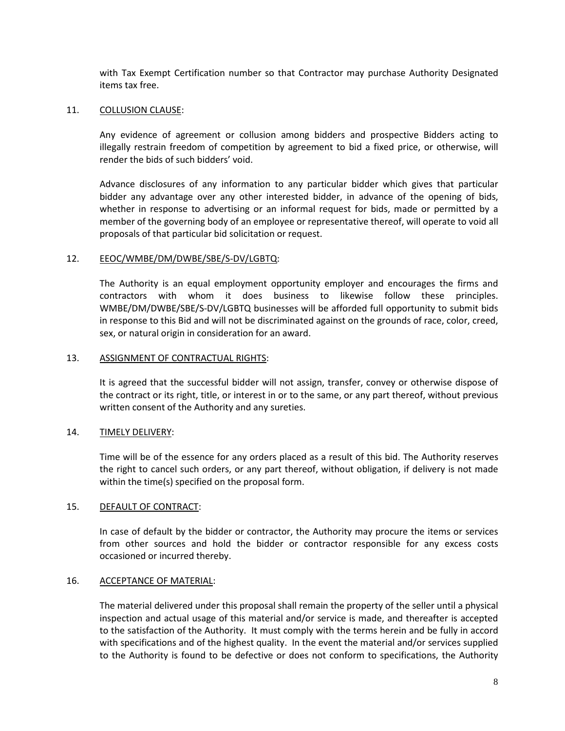with Tax Exempt Certification number so that Contractor may purchase Authority Designated items tax free.

11. COLLUSION CLAUSE:

Any evidence of agreement or collusion among bidders and prospective Bidders acting to illegally restrain freedom of competition by agreement to bid a fixed price, or otherwise, will render the bids of such bidders' void.

Advance disclosures of any information to any particular bidder which gives that particular bidder any advantage over any other interested bidder, in advance of the opening of bids, whether in response to advertising or an informal request for bids, made or permitted by a member of the governing body of an employee or representative thereof, will operate to void all proposals of that particular bid solicitation or request.

12. EEOC/WMBE/DM/DWBE/SBE/S-DV/LGBTQ:

The Authority is an equal employment opportunity employer and encourages the firms and contractors with whom it does business to likewise follow these principles. WMBE/DM/DWBE/SBE/S-DV/LGBTQ businesses will be afforded full opportunity to submit bids in response to this Bid and will not be discriminated against on the grounds of race, color, creed, sex, or natural origin in consideration for an award.

13. ASSIGNMENT OF CONTRACTUAL RIGHTS:

It is agreed that the successful bidder will not assign, transfer, convey or otherwise dispose of the contract or its right, title, or interest in or to the same, or any part thereof, without previous written consent of the Authority and any sureties.

14. TIMELY DELIVERY:

Time will be of the essence for any orders placed as a result of this bid. The Authority reserves the right to cancel such orders, or any part thereof, without obligation, if delivery is not made within the time(s) specified on the proposal form.

15. DEFAULT OF CONTRACT:

In case of default by the bidder or contractor, the Authority may procure the items or services from other sources and hold the bidder or contractor responsible for any excess costs occasioned or incurred thereby.

16. ACCEPTANCE OF MATERIAL:

The material delivered under this proposal shall remain the property of the seller until a physical inspection and actual usage of this material and/or service is made, and thereafter is accepted to the satisfaction of the Authority. It must comply with the terms herein and be fully in accord with specifications and of the highest quality. In the event the material and/or services supplied to the Authority is found to be defective or does not conform to specifications, the Authority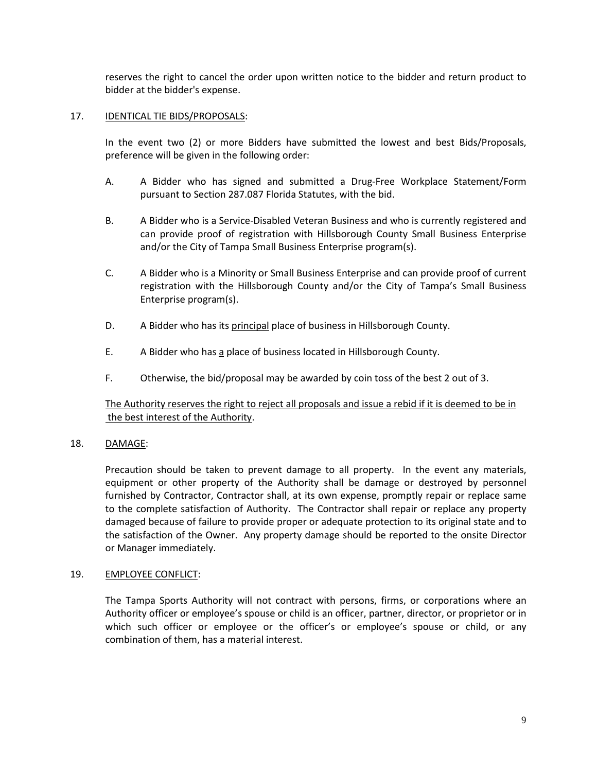reserves the right to cancel the order upon written notice to the bidder and return product to bidder at the bidder's expense.

17. <u>IDENTICAL TIE BIDS/PROPOSALS</u>:

In the event two (2) or more Bidders have submitted the lowest and best Bids/Proposals, preference will be given in the following order:

A. A Bidder who has signed and submitted a Drug-Free Workplace Statement/Form pursuant to Section 287.087 Florida Statutes, with the bid.

B. A Bidder who is a Service-Disabled Veteran Business and who is currently registered and can provide proof of registration with Hillsborough County Small Business Enterprise and/or the City of Tampa Small Business Enterprise program(s).

C. A Bidder who is a Minority or Small Business Enterprise and can provide proof of current registration with the Hillsborough County and/or the City of Tampa's Small Business Enterprise program(s).

D. A Bidder who has its <u>principal</u> place of business in Hillsborough County.

E. A Bidder who has <u>a</u> place of business located in Hillsborough County.

F. Otherwise, the bid/proposal may be awarded by coin toss of the best 2 out of 3.

<u>The Authority reserves the right to reject all proposals and issue a rebid if it is deemed to be in the best interest of the Authority</u>.

18. <u>DAMAGE</u>:

Precaution should be taken to prevent damage to all property. In the event any materials, equipment or other property of the Authority shall be damage or destroyed by personnel furnished by Contractor, Contractor shall, at its own expense, promptly repair or replace same to the complete satisfaction of Authority. The Contractor shall repair or replace any property damaged because of failure to provide proper or adequate protection to its original state and to the satisfaction of the Owner. Any property damage should be reported to the onsite Director or Manager immediately.

19. <u>EMPLOYEE CONFLICT</u>:

The Tampa Sports Authority will not contract with persons, firms, or corporations where an Authority officer or employee's spouse or child is an officer, partner, director, or proprietor or in which such officer or employee or the officer's or employee's spouse or child, or any combination of them, has a material interest.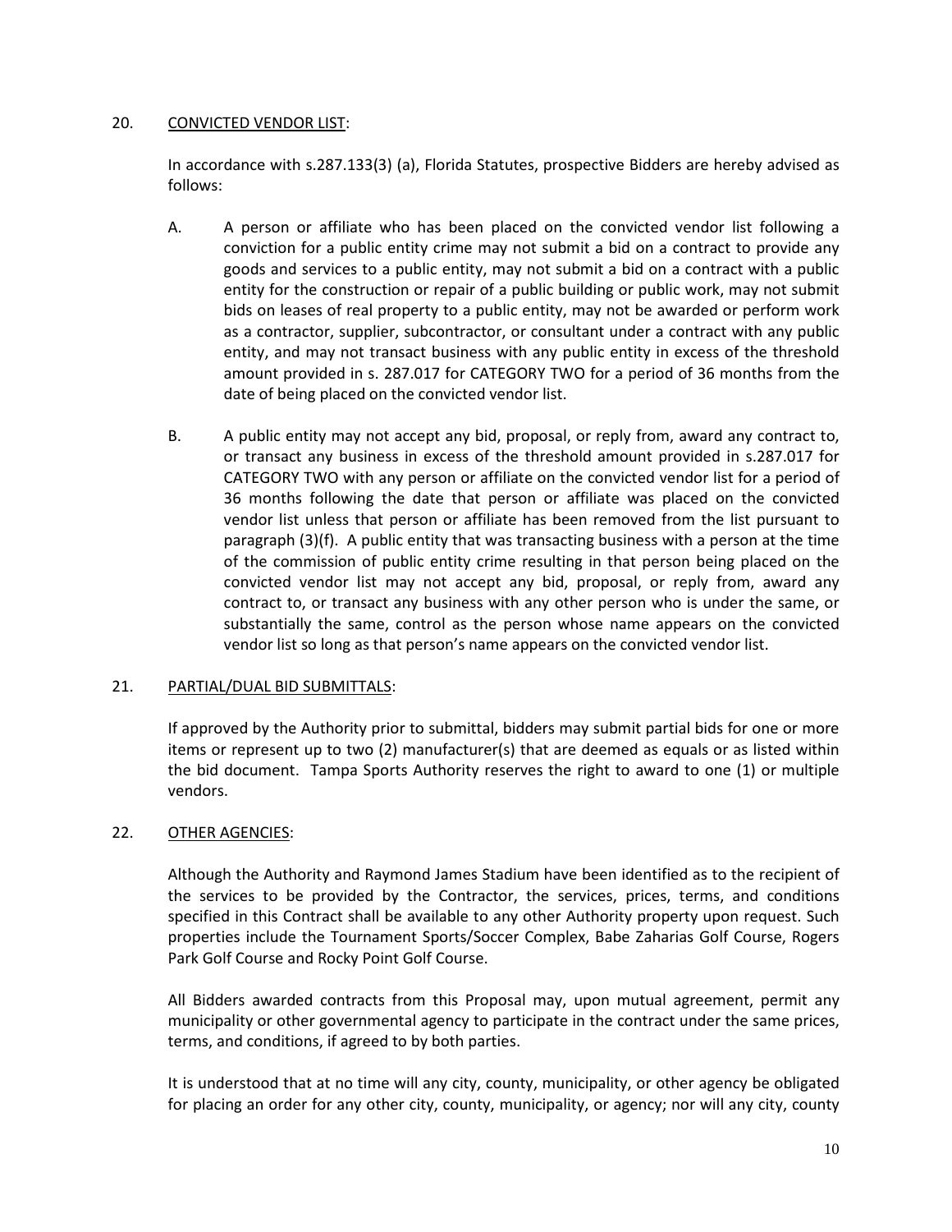20. <u>CONVICTED VENDOR LIST</u>:

In accordance with s.287.133(3) (a), Florida Statutes, prospective Bidders are hereby advised as follows:

A. A person or affiliate who has been placed on the convicted vendor list following a conviction for a public entity crime may not submit a bid on a contract to provide any goods and services to a public entity, may not submit a bid on a contract with a public entity for the construction or repair of a public building or public work, may not submit bids on leases of real property to a public entity, may not be awarded or perform work as a contractor, supplier, subcontractor, or consultant under a contract with any public entity, and may not transact business with any public entity in excess of the threshold amount provided in s. 287.017 for CATEGORY TWO for a period of 36 months from the date of being placed on the convicted vendor list.

B. A public entity may not accept any bid, proposal, or reply from, award any contract to, or transact any business in excess of the threshold amount provided in s.287.017 for CATEGORY TWO with any person or affiliate on the convicted vendor list for a period of 36 months following the date that person or affiliate was placed on the convicted vendor list unless that person or affiliate has been removed from the list pursuant to paragraph (3)(f). A public entity that was transacting business with a person at the time of the commission of public entity crime resulting in that person being placed on the convicted vendor list may not accept any bid, proposal, or reply from, award any contract to, or transact any business with any other person who is under the same, or substantially the same, control as the person whose name appears on the convicted vendor list so long as that person's name appears on the convicted vendor list.

21. <u>PARTIAL/DUAL BID SUBMITTALS</u>:

If approved by the Authority prior to submittal, bidders may submit partial bids for one or more items or represent up to two (2) manufacturer(s) that are deemed as equals or as listed within the bid document. Tampa Sports Authority reserves the right to award to one (1) or multiple vendors.

22. <u>OTHER AGENCIES</u>:

Although the Authority and Raymond James Stadium have been identified as to the recipient of the services to be provided by the Contractor, the services, prices, terms, and conditions specified in this Contract shall be available to any other Authority property upon request. Such properties include the Tournament Sports/Soccer Complex, Babe Zaharias Golf Course, Rogers Park Golf Course and Rocky Point Golf Course.

All Bidders awarded contracts from this Proposal may, upon mutual agreement, permit any municipality or other governmental agency to participate in the contract under the same prices, terms, and conditions, if agreed to by both parties.

It is understood that at no time will any city, county, municipality, or other agency be obligated for placing an order for any other city, county, municipality, or agency; nor will any city, county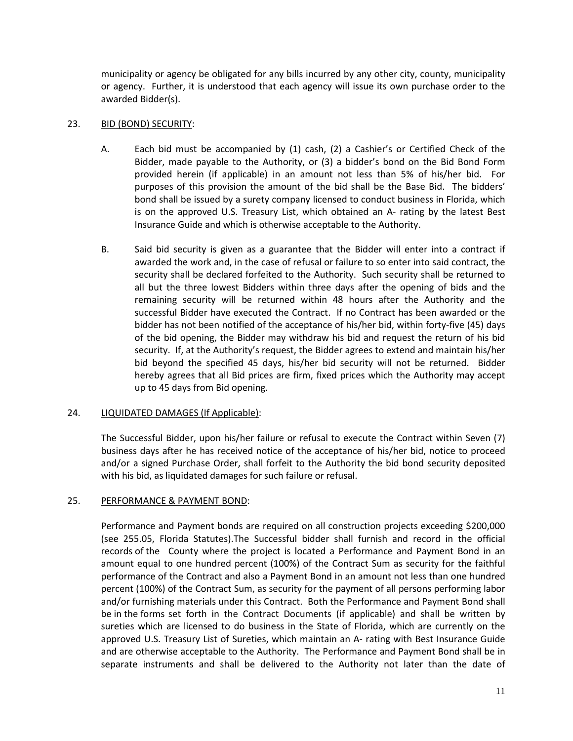municipality or agency be obligated for any bills incurred by any other city, county, municipality or agency. Further, it is understood that each agency will issue its own purchase order to the awarded Bidder(s).

23. <u>BID (BOND) SECURITY</u>:

A. Each bid must be accompanied by (1) cash, (2) a Cashier's or Certified Check of the Bidder, made payable to the Authority, or (3) a bidder's bond on the Bid Bond Form provided herein (if applicable) in an amount not less than 5% of his/her bid. For purposes of this provision the amount of the bid shall be the Base Bid. The bidders' bond shall be issued by a surety company licensed to conduct business in Florida, which is on the approved U.S. Treasury List, which obtained an A- rating by the latest Best Insurance Guide and which is otherwise acceptable to the Authority.

B. Said bid security is given as a guarantee that the Bidder will enter into a contract if awarded the work and, in the case of refusal or failure to so enter into said contract, the security shall be declared forfeited to the Authority. Such security shall be returned to all but the three lowest Bidders within three days after the opening of bids and the remaining security will be returned within 48 hours after the Authority and the successful Bidder have executed the Contract. If no Contract has been awarded or the bidder has not been notified of the acceptance of his/her bid, within forty-five (45) days of the bid opening, the Bidder may withdraw his bid and request the return of his bid security. If, at the Authority's request, the Bidder agrees to extend and maintain his/her bid beyond the specified 45 days, his/her bid security will not be returned. Bidder hereby agrees that all Bid prices are firm, fixed prices which the Authority may accept up to 45 days from Bid opening.

24. <u>LIQUIDATED DAMAGES (If Applicable)</u>:

The Successful Bidder, upon his/her failure or refusal to execute the Contract within Seven (7) business days after he has received notice of the acceptance of his/her bid, notice to proceed and/or a signed Purchase Order, shall forfeit to the Authority the bid bond security deposited with his bid, as liquidated damages for such failure or refusal.

25. <u>PERFORMANCE & PAYMENT BOND</u>:

Performance and Payment bonds are required on all construction projects exceeding $200,000 (see 255.05, Florida Statutes).The Successful bidder shall furnish and record in the official records of the County where the project is located a Performance and Payment Bond in an amount equal to one hundred percent (100%) of the Contract Sum as security for the faithful performance of the Contract and also a Payment Bond in an amount not less than one hundred percent (100%) of the Contract Sum, as security for the payment of all persons performing labor and/or furnishing materials under this Contract. Both the Performance and Payment Bond shall be in the forms set forth in the Contract Documents (if applicable) and shall be written by sureties which are licensed to do business in the State of Florida, which are currently on the approved U.S. Treasury List of Sureties, which maintain an A- rating with Best Insurance Guide and are otherwise acceptable to the Authority. The Performance and Payment Bond shall be in separate instruments and shall be delivered to the Authority not later than the date of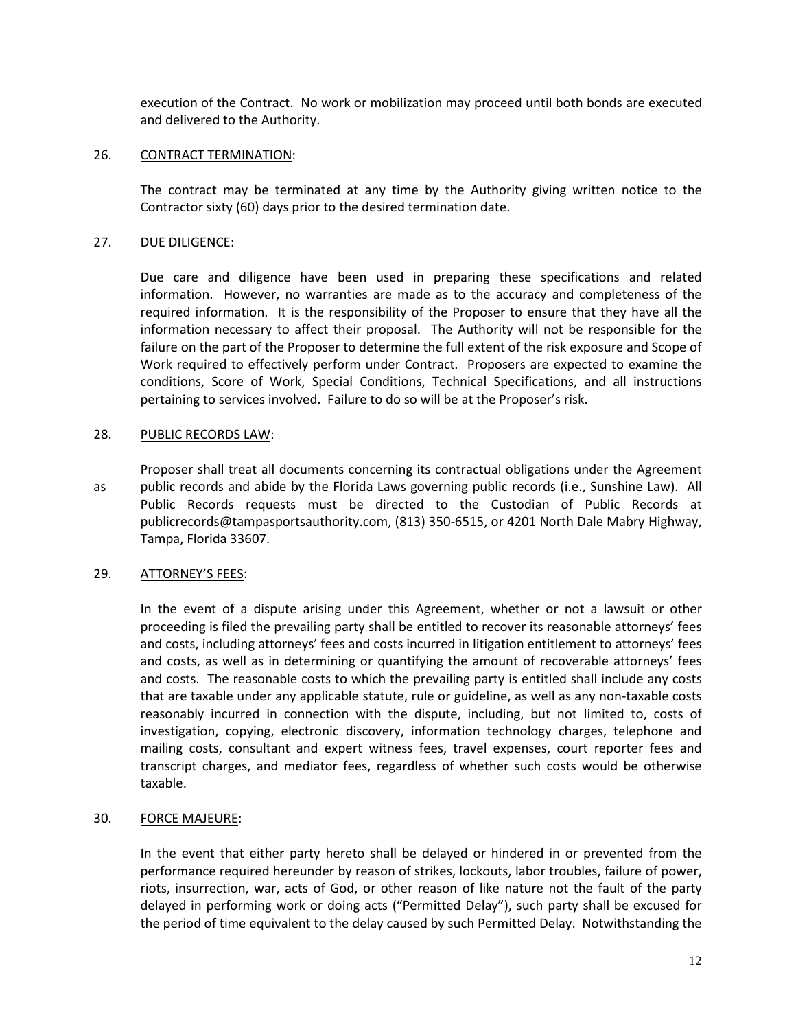execution of the Contract. No work or mobilization may proceed until both bonds are executed and delivered to the Authority.

26. <u>CONTRACT TERMINATION</u>:

The contract may be terminated at any time by the Authority giving written notice to the Contractor sixty (60) days prior to the desired termination date.

27. <u>DUE DILIGENCE</u>:

Due care and diligence have been used in preparing these specifications and related information. However, no warranties are made as to the accuracy and completeness of the required information. It is the responsibility of the Proposer to ensure that they have all the information necessary to affect their proposal. The Authority will not be responsible for the failure on the part of the Proposer to determine the full extent of the risk exposure and Scope of Work required to effectively perform under Contract. Proposers are expected to examine the conditions, Score of Work, Special Conditions, Technical Specifications, and all instructions pertaining to services involved. Failure to do so will be at the Proposer's risk.

28. <u>PUBLIC RECORDS LAW</u>:

Proposer shall treat all documents concerning its contractual obligations under the Agreement as public records and abide by the Florida Laws governing public records (i.e., Sunshine Law). All Public Records requests must be directed to the Custodian of Public Records at publicrecords@tampasportsauthority.com, (813) 350-6515, or 4201 North Dale Mabry Highway, Tampa, Florida 33607.

29. <u>ATTORNEY'S FEES</u>:

In the event of a dispute arising under this Agreement, whether or not a lawsuit or other proceeding is filed the prevailing party shall be entitled to recover its reasonable attorneys' fees and costs, including attorneys' fees and costs incurred in litigation entitlement to attorneys' fees and costs, as well as in determining or quantifying the amount of recoverable attorneys' fees and costs. The reasonable costs to which the prevailing party is entitled shall include any costs that are taxable under any applicable statute, rule or guideline, as well as any non-taxable costs reasonably incurred in connection with the dispute, including, but not limited to, costs of investigation, copying, electronic discovery, information technology charges, telephone and mailing costs, consultant and expert witness fees, travel expenses, court reporter fees and transcript charges, and mediator fees, regardless of whether such costs would be otherwise taxable.

30. <u>FORCE MAJEURE</u>:

In the event that either party hereto shall be delayed or hindered in or prevented from the performance required hereunder by reason of strikes, lockouts, labor troubles, failure of power, riots, insurrection, war, acts of God, or other reason of like nature not the fault of the party delayed in performing work or doing acts ("Permitted Delay"), such party shall be excused for the period of time equivalent to the delay caused by such Permitted Delay. Notwithstanding the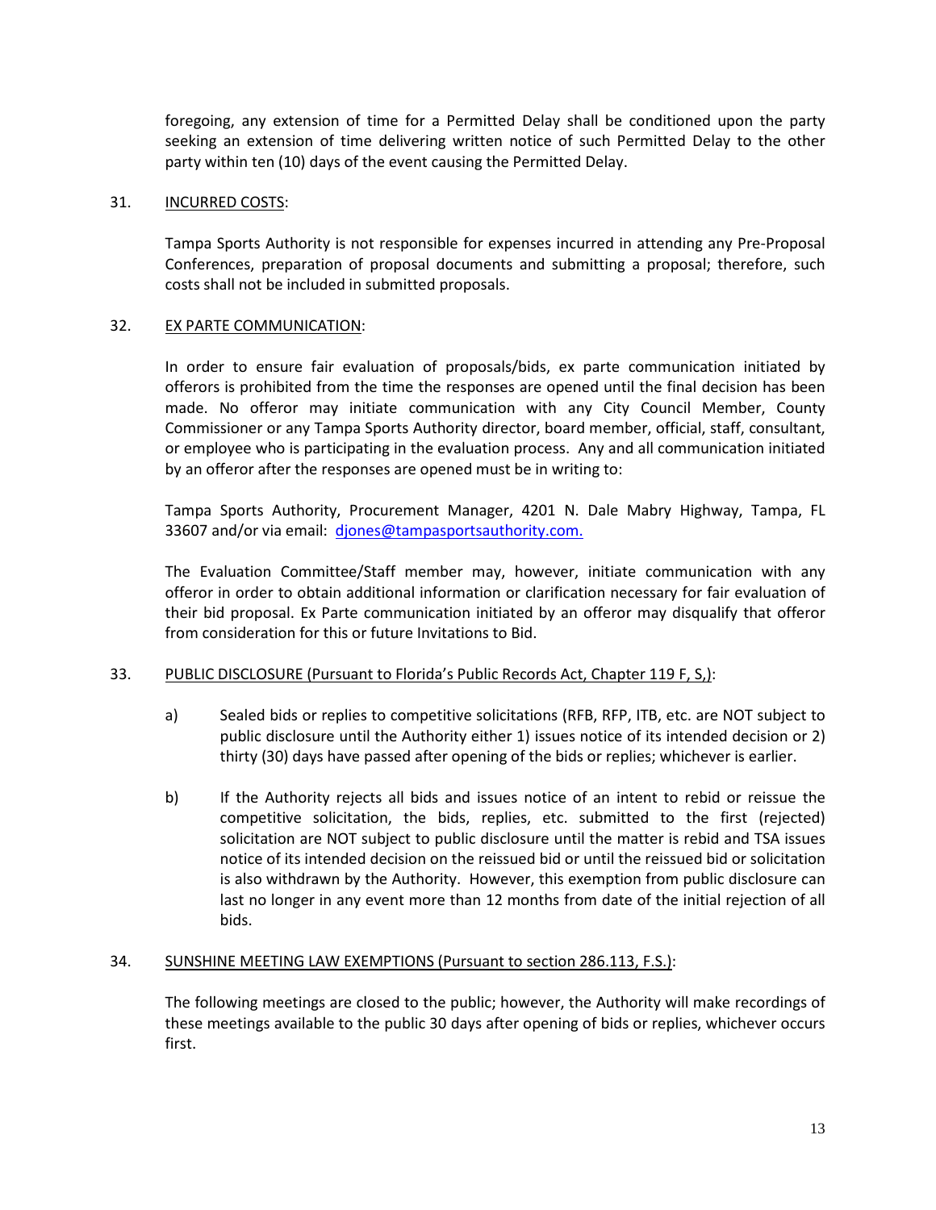foregoing, any extension of time for a Permitted Delay shall be conditioned upon the party seeking an extension of time delivering written notice of such Permitted Delay to the other party within ten (10) days of the event causing the Permitted Delay.

31. INCURRED COSTS:

Tampa Sports Authority is not responsible for expenses incurred in attending any Pre-Proposal Conferences, preparation of proposal documents and submitting a proposal; therefore, such costs shall not be included in submitted proposals.

32. EX PARTE COMMUNICATION:

In order to ensure fair evaluation of proposals/bids, ex parte communication initiated by offerors is prohibited from the time the responses are opened until the final decision has been made. No offeror may initiate communication with any City Council Member, County Commissioner or any Tampa Sports Authority director, board member, official, staff, consultant, or employee who is participating in the evaluation process. Any and all communication initiated by an offeror after the responses are opened must be in writing to:

Tampa Sports Authority, Procurement Manager, 4201 N. Dale Mabry Highway, Tampa, FL 33607 and/or via email: djones@tampasportsauthority.com.

The Evaluation Committee/Staff member may, however, initiate communication with any offeror in order to obtain additional information or clarification necessary for fair evaluation of their bid proposal. Ex Parte communication initiated by an offeror may disqualify that offeror from consideration for this or future Invitations to Bid.

33. PUBLIC DISCLOSURE (Pursuant to Florida's Public Records Act, Chapter 119 F, S,):

a) Sealed bids or replies to competitive solicitations (RFB, RFP, ITB, etc. are NOT subject to public disclosure until the Authority either 1) issues notice of its intended decision or 2) thirty (30) days have passed after opening of the bids or replies; whichever is earlier.

b) If the Authority rejects all bids and issues notice of an intent to rebid or reissue the competitive solicitation, the bids, replies, etc. submitted to the first (rejected) solicitation are NOT subject to public disclosure until the matter is rebid and TSA issues notice of its intended decision on the reissued bid or until the reissued bid or solicitation is also withdrawn by the Authority. However, this exemption from public disclosure can last no longer in any event more than 12 months from date of the initial rejection of all bids.

34. SUNSHINE MEETING LAW EXEMPTIONS (Pursuant to section 286.113, F.S.):

The following meetings are closed to the public; however, the Authority will make recordings of these meetings available to the public 30 days after opening of bids or replies, whichever occurs first.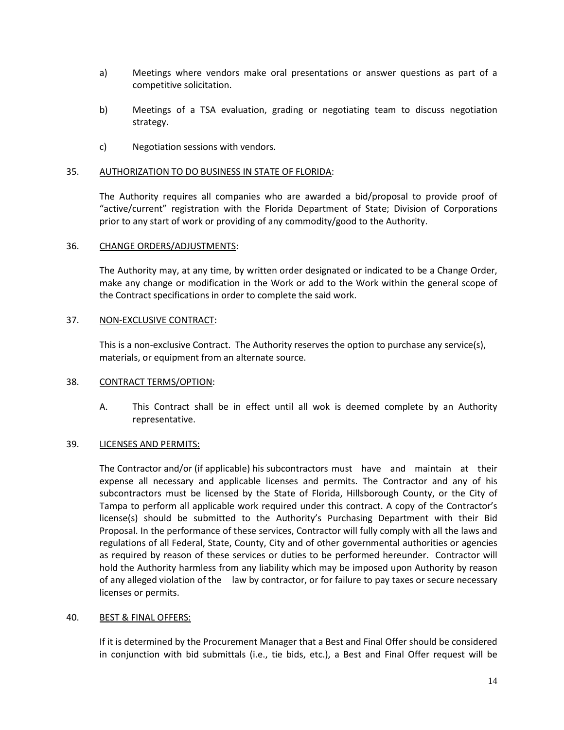a) Meetings where vendors make oral presentations or answer questions as part of a competitive solicitation.

b) Meetings of a TSA evaluation, grading or negotiating team to discuss negotiation strategy.

c) Negotiation sessions with vendors.

35. AUTHORIZATION TO DO BUSINESS IN STATE OF FLORIDA:

The Authority requires all companies who are awarded a bid/proposal to provide proof of "active/current" registration with the Florida Department of State; Division of Corporations prior to any start of work or providing of any commodity/good to the Authority.

36. CHANGE ORDERS/ADJUSTMENTS:

The Authority may, at any time, by written order designated or indicated to be a Change Order, make any change or modification in the Work or add to the Work within the general scope of the Contract specifications in order to complete the said work.

37. NON-EXCLUSIVE CONTRACT:

This is a non-exclusive Contract. The Authority reserves the option to purchase any service(s), materials, or equipment from an alternate source.

38. CONTRACT TERMS/OPTION:

A. This Contract shall be in effect until all wok is deemed complete by an Authority representative.

39. LICENSES AND PERMITS:

The Contractor and/or (if applicable) his subcontractors must have and maintain at their expense all necessary and applicable licenses and permits. The Contractor and any of his subcontractors must be licensed by the State of Florida, Hillsborough County, or the City of Tampa to perform all applicable work required under this contract. A copy of the Contractor's license(s) should be submitted to the Authority's Purchasing Department with their Bid Proposal. In the performance of these services, Contractor will fully comply with all the laws and regulations of all Federal, State, County, City and of other governmental authorities or agencies as required by reason of these services or duties to be performed hereunder. Contractor will hold the Authority harmless from any liability which may be imposed upon Authority by reason of any alleged violation of the law by contractor, or for failure to pay taxes or secure necessary licenses or permits.

40. BEST & FINAL OFFERS:

If it is determined by the Procurement Manager that a Best and Final Offer should be considered in conjunction with bid submittals (i.e., tie bids, etc.), a Best and Final Offer request will be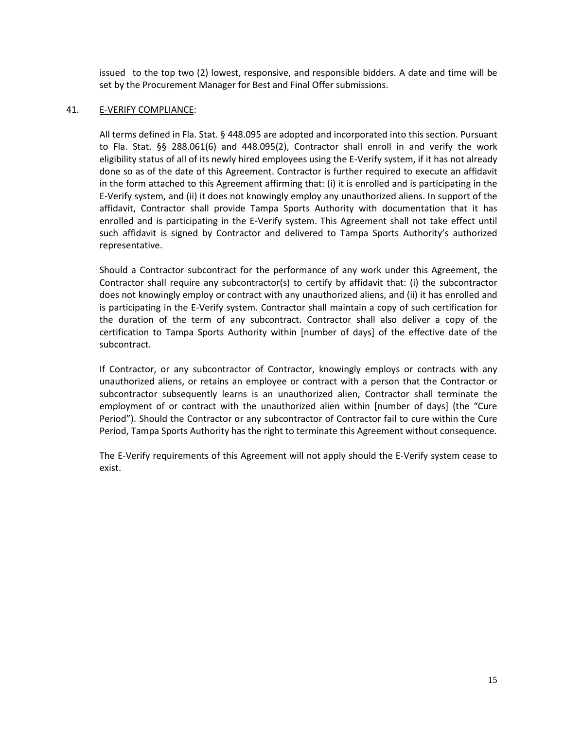issued to the top two (2) lowest, responsive, and responsible bidders. A date and time will be set by the Procurement Manager for Best and Final Offer submissions.

41. <u>E-VERIFY COMPLIANCE</u>:

All terms defined in Fla. Stat. § 448.095 are adopted and incorporated into this section. Pursuant to Fla. Stat. §§ 288.061(6) and 448.095(2), Contractor shall enroll in and verify the work eligibility status of all of its newly hired employees using the E-Verify system, if it has not already done so as of the date of this Agreement. Contractor is further required to execute an affidavit in the form attached to this Agreement affirming that: (i) it is enrolled and is participating in the E-Verify system, and (ii) it does not knowingly employ any unauthorized aliens. In support of the affidavit, Contractor shall provide Tampa Sports Authority with documentation that it has enrolled and is participating in the E-Verify system. This Agreement shall not take effect until such affidavit is signed by Contractor and delivered to Tampa Sports Authority's authorized representative.

Should a Contractor subcontract for the performance of any work under this Agreement, the Contractor shall require any subcontractor(s) to certify by affidavit that: (i) the subcontractor does not knowingly employ or contract with any unauthorized aliens, and (ii) it has enrolled and is participating in the E-Verify system. Contractor shall maintain a copy of such certification for the duration of the term of any subcontract. Contractor shall also deliver a copy of the certification to Tampa Sports Authority within [number of days] of the effective date of the subcontract.

If Contractor, or any subcontractor of Contractor, knowingly employs or contracts with any unauthorized aliens, or retains an employee or contract with a person that the Contractor or subcontractor subsequently learns is an unauthorized alien, Contractor shall terminate the employment of or contract with the unauthorized alien within [number of days] (the "Cure Period"). Should the Contractor or any subcontractor of Contractor fail to cure within the Cure Period, Tampa Sports Authority has the right to terminate this Agreement without consequence.

The E-Verify requirements of this Agreement will not apply should the E-Verify system cease to exist.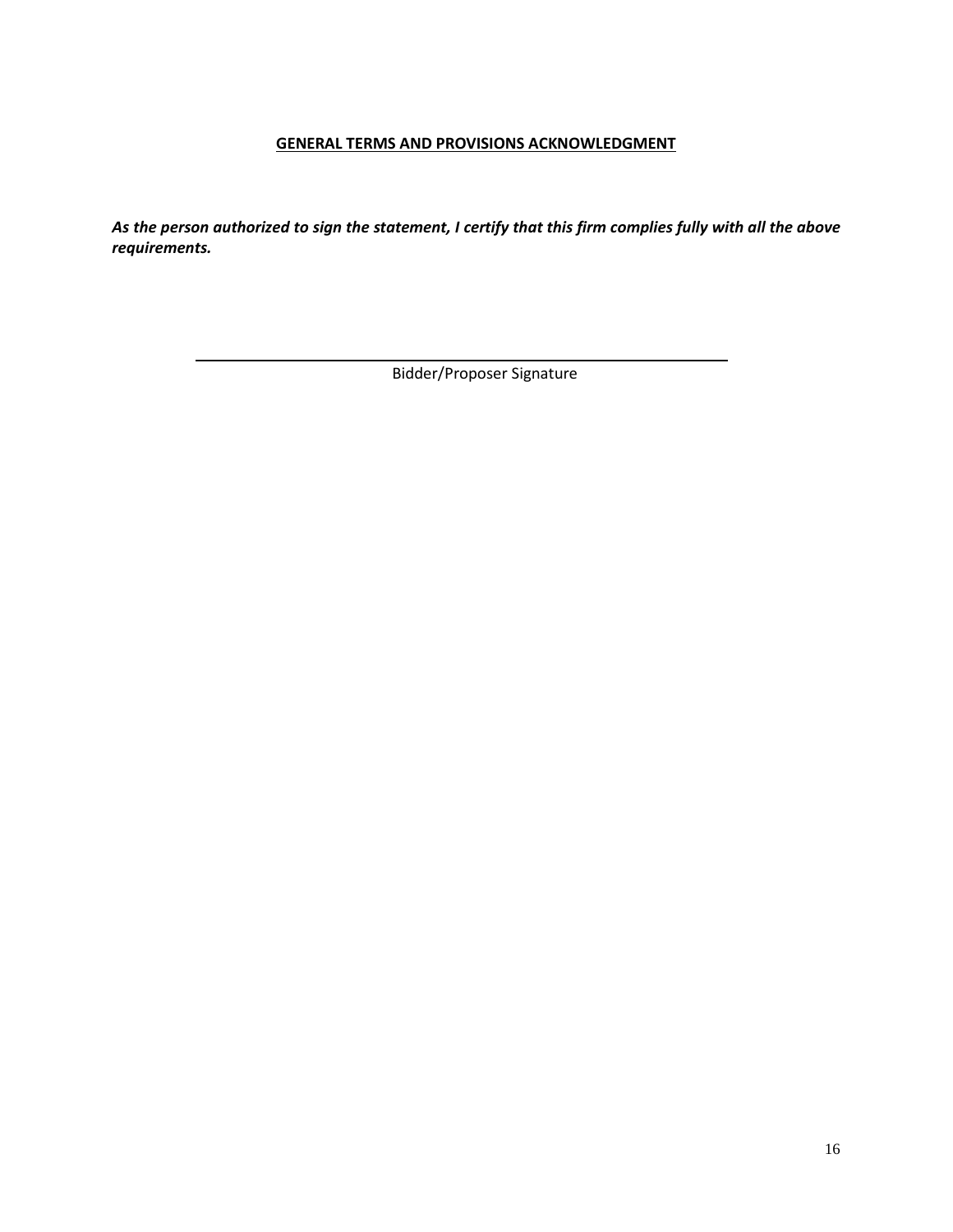**<u>GENERAL TERMS AND PROVISIONS ACKNOWLEDGMENT</u>**

***As the person authorized to sign the statement, I certify that this firm complies fully with all the above requirements.***

\_\_\_\_\_\_\_\_\_\_\_\_\_\_\_\_\_\_\_\_\_\_\_\_\_\_\_\_\_\_\_\_\_\_\_\_\_\_\_\_\_\_\_\_\_\_\_\_

Bidder/Proposer Signature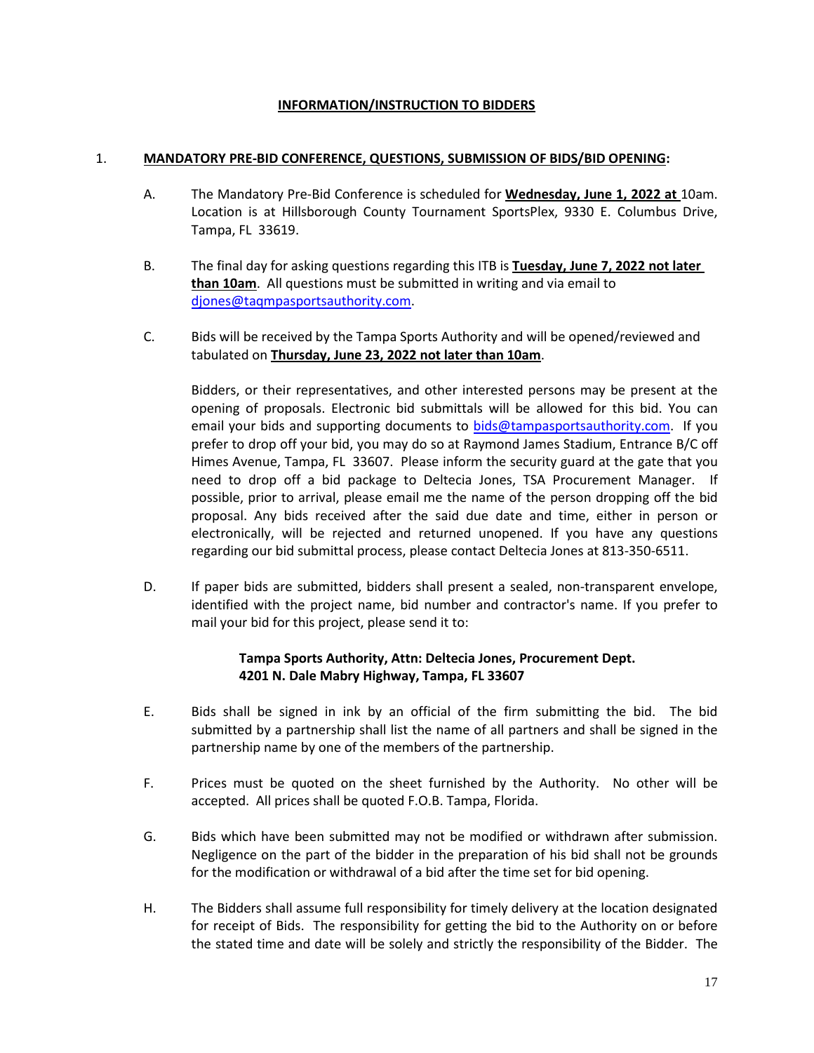## INFORMATION/INSTRUCTION TO BIDDERS

1. **MANDATORY PRE-BID CONFERENCE, QUESTIONS, SUBMISSION OF BIDS/BID OPENING:**

   A. The Mandatory Pre-Bid Conference is scheduled for **Wednesday, June 1, 2022 at** 10am. Location is at Hillsborough County Tournament SportsPlex, 9330 E. Columbus Drive, Tampa, FL 33619.

   B. The final day for asking questions regarding this ITB is **Tuesday, June 7, 2022 not later than 10am**. All questions must be submitted in writing and via email to djones@taqmpasportsauthority.com.

   C. Bids will be received by the Tampa Sports Authority and will be opened/reviewed and tabulated on **Thursday, June 23, 2022 not later than 10am**.

      Bidders, or their representatives, and other interested persons may be present at the opening of proposals. Electronic bid submittals will be allowed for this bid. You can email your bids and supporting documents to bids@tampasportsauthority.com. If you prefer to drop off your bid, you may do so at Raymond James Stadium, Entrance B/C off Himes Avenue, Tampa, FL 33607. Please inform the security guard at the gate that you need to drop off a bid package to Deltecia Jones, TSA Procurement Manager. If possible, prior to arrival, please email me the name of the person dropping off the bid proposal. Any bids received after the said due date and time, either in person or electronically, will be rejected and returned unopened. If you have any questions regarding our bid submittal process, please contact Deltecia Jones at 813-350-6511.

   D. If paper bids are submitted, bidders shall present a sealed, non-transparent envelope, identified with the project name, bid number and contractor's name. If you prefer to mail your bid for this project, please send it to:

      **Tampa Sports Authority, Attn: Deltecia Jones, Procurement Dept.**
      **4201 N. Dale Mabry Highway, Tampa, FL 33607**

   E. Bids shall be signed in ink by an official of the firm submitting the bid. The bid submitted by a partnership shall list the name of all partners and shall be signed in the partnership name by one of the members of the partnership.

   F. Prices must be quoted on the sheet furnished by the Authority. No other will be accepted. All prices shall be quoted F.O.B. Tampa, Florida.

   G. Bids which have been submitted may not be modified or withdrawn after submission. Negligence on the part of the bidder in the preparation of his bid shall not be grounds for the modification or withdrawal of a bid after the time set for bid opening.

   H. The Bidders shall assume full responsibility for timely delivery at the location designated for receipt of Bids. The responsibility for getting the bid to the Authority on or before the stated time and date will be solely and strictly the responsibility of the Bidder. The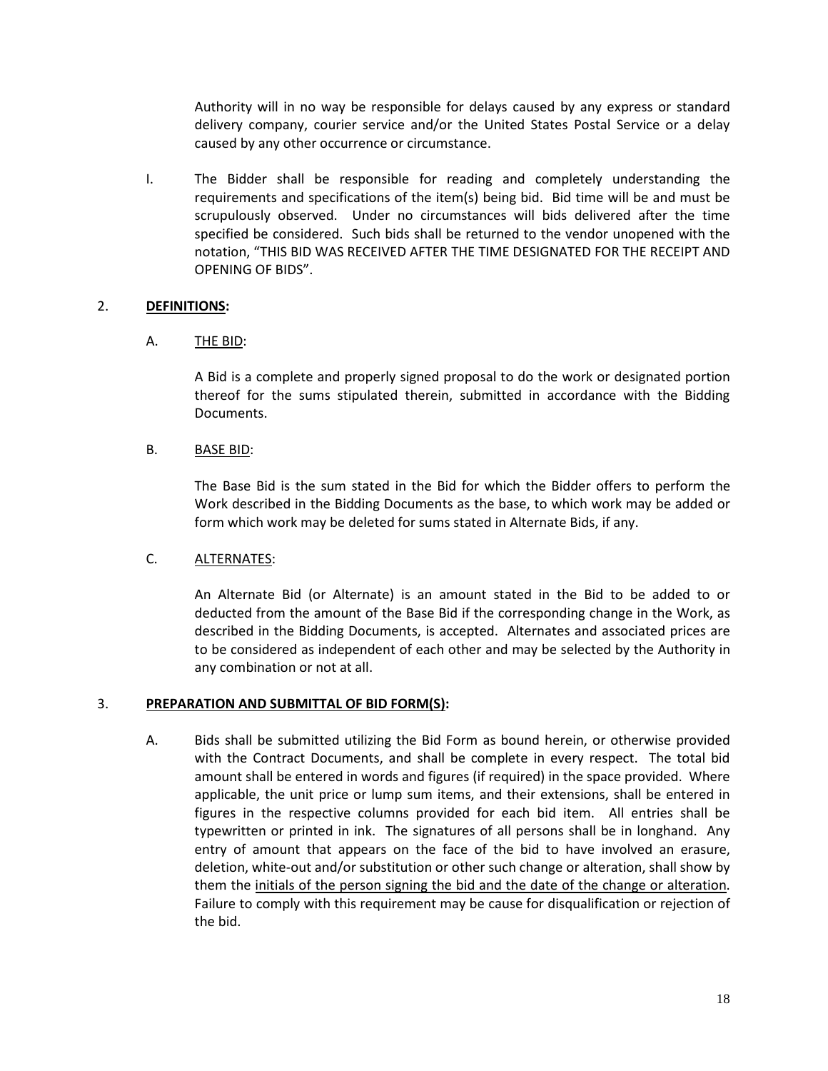Authority will in no way be responsible for delays caused by any express or standard delivery company, courier service and/or the United States Postal Service or a delay caused by any other occurrence or circumstance.

I. The Bidder shall be responsible for reading and completely understanding the requirements and specifications of the item(s) being bid. Bid time will be and must be scrupulously observed. Under no circumstances will bids delivered after the time specified be considered. Such bids shall be returned to the vendor unopened with the notation, "THIS BID WAS RECEIVED AFTER THE TIME DESIGNATED FOR THE RECEIPT AND OPENING OF BIDS".

2. **<u>DEFINITIONS</u>:**

A. <u>THE BID</u>:

A Bid is a complete and properly signed proposal to do the work or designated portion thereof for the sums stipulated therein, submitted in accordance with the Bidding Documents.

B. <u>BASE BID</u>:

The Base Bid is the sum stated in the Bid for which the Bidder offers to perform the Work described in the Bidding Documents as the base, to which work may be added or form which work may be deleted for sums stated in Alternate Bids, if any.

C. <u>ALTERNATES</u>:

An Alternate Bid (or Alternate) is an amount stated in the Bid to be added to or deducted from the amount of the Base Bid if the corresponding change in the Work, as described in the Bidding Documents, is accepted. Alternates and associated prices are to be considered as independent of each other and may be selected by the Authority in any combination or not at all.

3. **<u>PREPARATION AND SUBMITTAL OF BID FORM(S)</u>:**

A. Bids shall be submitted utilizing the Bid Form as bound herein, or otherwise provided with the Contract Documents, and shall be complete in every respect. The total bid amount shall be entered in words and figures (if required) in the space provided. Where applicable, the unit price or lump sum items, and their extensions, shall be entered in figures in the respective columns provided for each bid item. All entries shall be typewritten or printed in ink. The signatures of all persons shall be in longhand. Any entry of amount that appears on the face of the bid to have involved an erasure, deletion, white-out and/or substitution or other such change or alteration, shall show by them the <u>initials of the person signing the bid and the date of the change or alteration</u>. Failure to comply with this requirement may be cause for disqualification or rejection of the bid.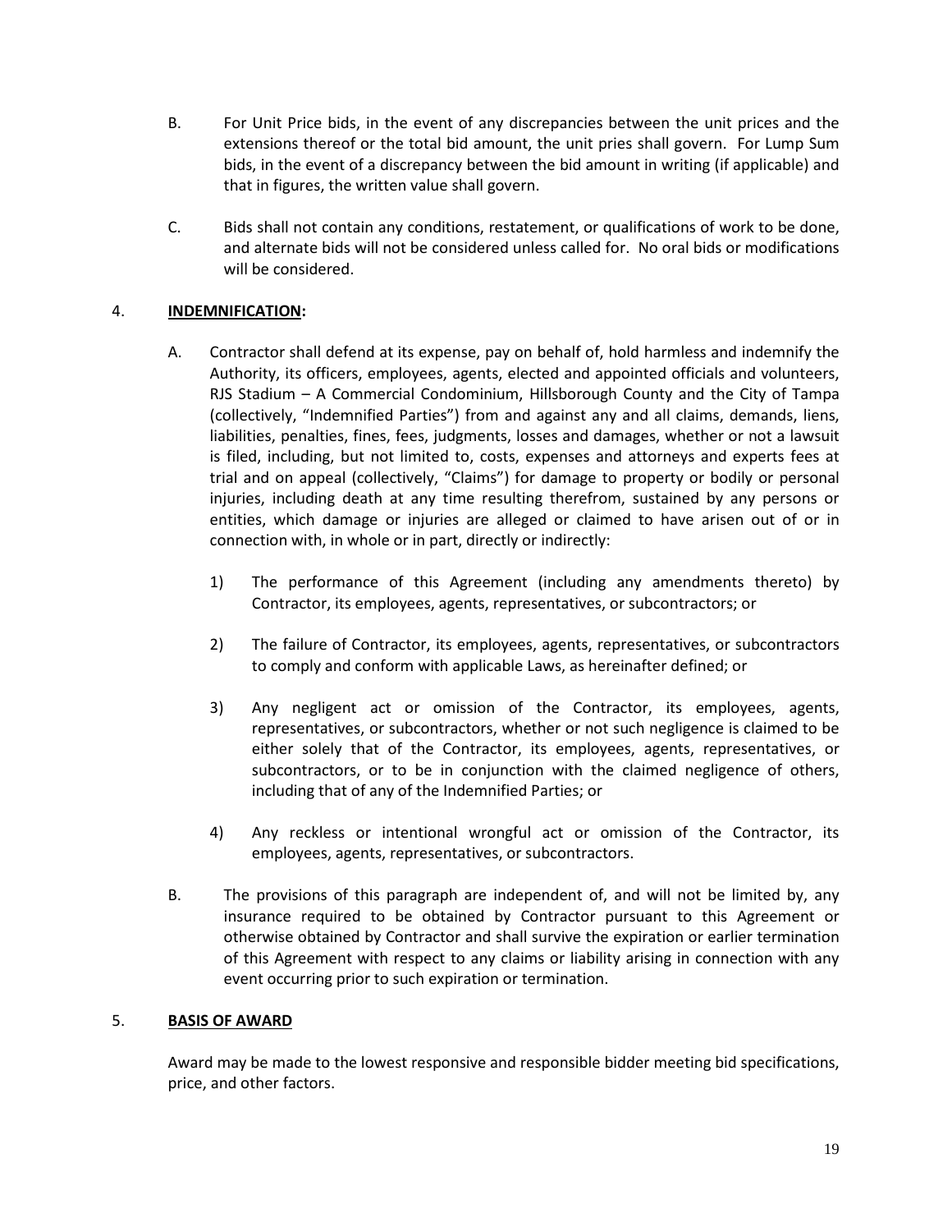B. For Unit Price bids, in the event of any discrepancies between the unit prices and the extensions thereof or the total bid amount, the unit pries shall govern. For Lump Sum bids, in the event of a discrepancy between the bid amount in writing (if applicable) and that in figures, the written value shall govern.

C. Bids shall not contain any conditions, restatement, or qualifications of work to be done, and alternate bids will not be considered unless called for. No oral bids or modifications will be considered.

4. **INDEMNIFICATION:**

A. Contractor shall defend at its expense, pay on behalf of, hold harmless and indemnify the Authority, its officers, employees, agents, elected and appointed officials and volunteers, RJS Stadium – A Commercial Condominium, Hillsborough County and the City of Tampa (collectively, "Indemnified Parties") from and against any and all claims, demands, liens, liabilities, penalties, fines, fees, judgments, losses and damages, whether or not a lawsuit is filed, including, but not limited to, costs, expenses and attorneys and experts fees at trial and on appeal (collectively, "Claims") for damage to property or bodily or personal injuries, including death at any time resulting therefrom, sustained by any persons or entities, which damage or injuries are alleged or claimed to have arisen out of or in connection with, in whole or in part, directly or indirectly:

1) The performance of this Agreement (including any amendments thereto) by Contractor, its employees, agents, representatives, or subcontractors; or

2) The failure of Contractor, its employees, agents, representatives, or subcontractors to comply and conform with applicable Laws, as hereinafter defined; or

3) Any negligent act or omission of the Contractor, its employees, agents, representatives, or subcontractors, whether or not such negligence is claimed to be either solely that of the Contractor, its employees, agents, representatives, or subcontractors, or to be in conjunction with the claimed negligence of others, including that of any of the Indemnified Parties; or

4) Any reckless or intentional wrongful act or omission of the Contractor, its employees, agents, representatives, or subcontractors.

B. The provisions of this paragraph are independent of, and will not be limited by, any insurance required to be obtained by Contractor pursuant to this Agreement or otherwise obtained by Contractor and shall survive the expiration or earlier termination of this Agreement with respect to any claims or liability arising in connection with any event occurring prior to such expiration or termination.

5. **BASIS OF AWARD**

Award may be made to the lowest responsive and responsible bidder meeting bid specifications, price, and other factors.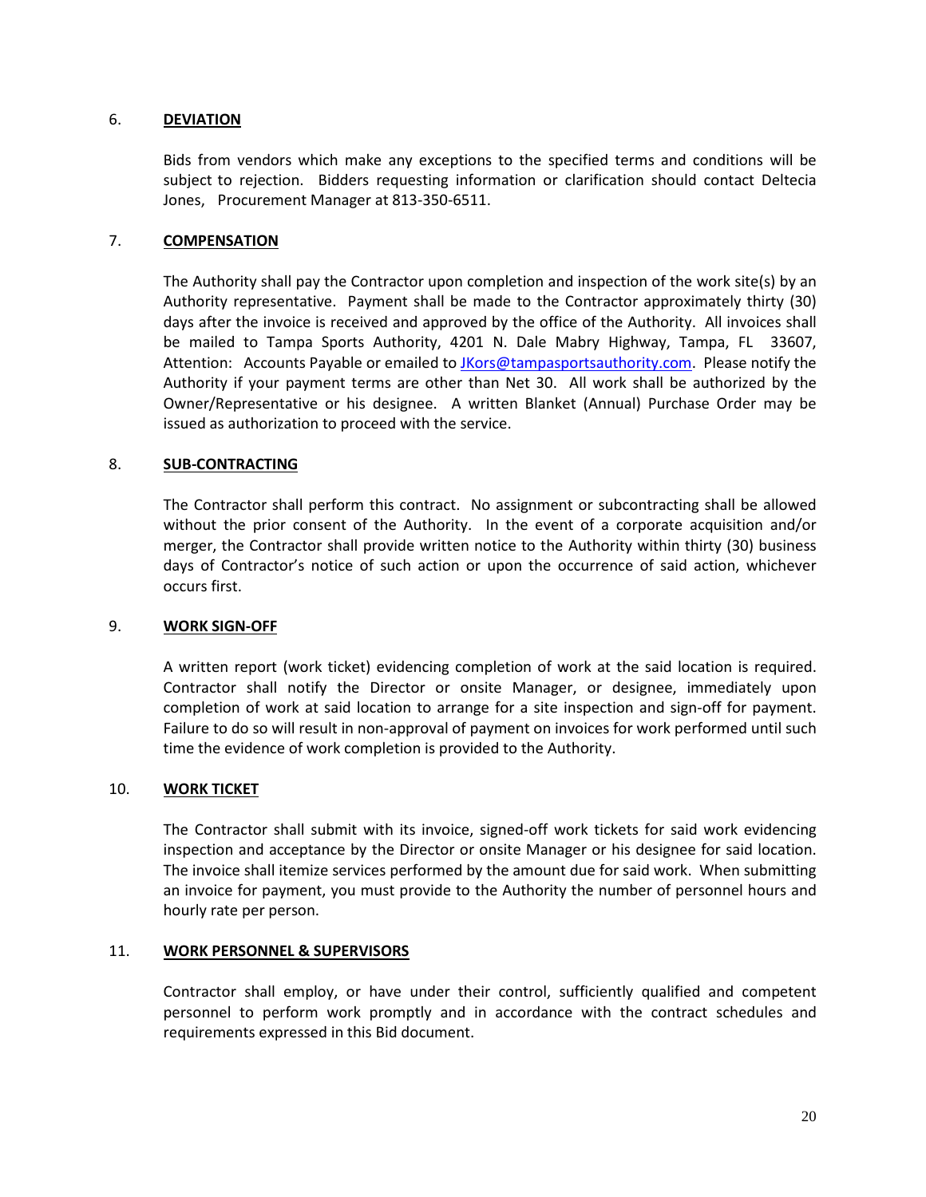6. **DEVIATION**

Bids from vendors which make any exceptions to the specified terms and conditions will be subject to rejection. Bidders requesting information or clarification should contact Deltecia Jones, Procurement Manager at 813-350-6511.

7. **COMPENSATION**

The Authority shall pay the Contractor upon completion and inspection of the work site(s) by an Authority representative. Payment shall be made to the Contractor approximately thirty (30) days after the invoice is received and approved by the office of the Authority. All invoices shall be mailed to Tampa Sports Authority, 4201 N. Dale Mabry Highway, Tampa, FL 33607, Attention: Accounts Payable or emailed to JKors@tampasportsauthority.com. Please notify the Authority if your payment terms are other than Net 30. All work shall be authorized by the Owner/Representative or his designee. A written Blanket (Annual) Purchase Order may be issued as authorization to proceed with the service.

8. **SUB-CONTRACTING**

The Contractor shall perform this contract. No assignment or subcontracting shall be allowed without the prior consent of the Authority. In the event of a corporate acquisition and/or merger, the Contractor shall provide written notice to the Authority within thirty (30) business days of Contractor's notice of such action or upon the occurrence of said action, whichever occurs first.

9. **WORK SIGN-OFF**

A written report (work ticket) evidencing completion of work at the said location is required. Contractor shall notify the Director or onsite Manager, or designee, immediately upon completion of work at said location to arrange for a site inspection and sign-off for payment. Failure to do so will result in non-approval of payment on invoices for work performed until such time the evidence of work completion is provided to the Authority.

10. **WORK TICKET**

The Contractor shall submit with its invoice, signed-off work tickets for said work evidencing inspection and acceptance by the Director or onsite Manager or his designee for said location. The invoice shall itemize services performed by the amount due for said work. When submitting an invoice for payment, you must provide to the Authority the number of personnel hours and hourly rate per person.

11. **WORK PERSONNEL & SUPERVISORS**

Contractor shall employ, or have under their control, sufficiently qualified and competent personnel to perform work promptly and in accordance with the contract schedules and requirements expressed in this Bid document.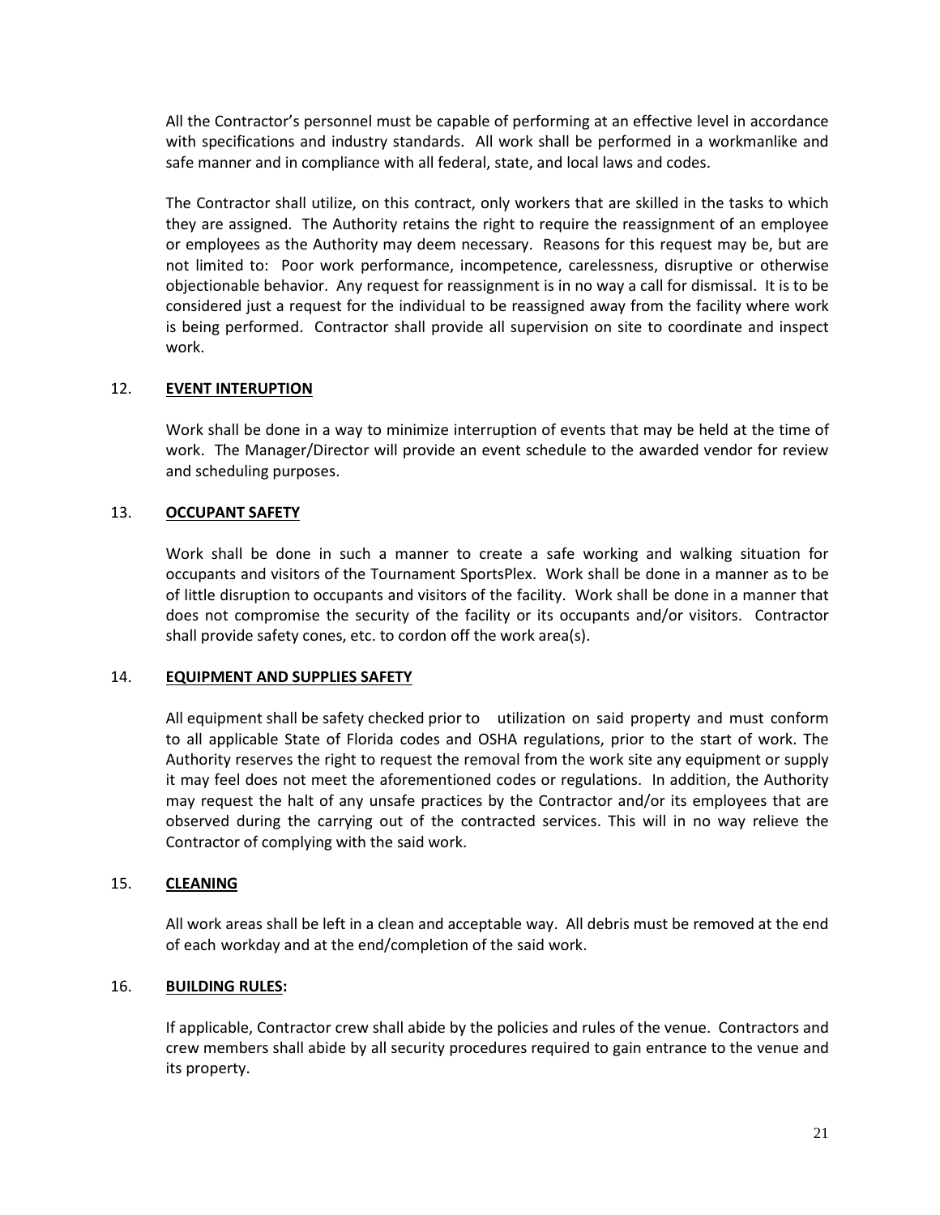All the Contractor's personnel must be capable of performing at an effective level in accordance with specifications and industry standards. All work shall be performed in a workmanlike and safe manner and in compliance with all federal, state, and local laws and codes.

The Contractor shall utilize, on this contract, only workers that are skilled in the tasks to which they are assigned. The Authority retains the right to require the reassignment of an employee or employees as the Authority may deem necessary. Reasons for this request may be, but are not limited to: Poor work performance, incompetence, carelessness, disruptive or otherwise objectionable behavior. Any request for reassignment is in no way a call for dismissal. It is to be considered just a request for the individual to be reassigned away from the facility where work is being performed. Contractor shall provide all supervision on site to coordinate and inspect work.

12. **EVENT INTERUPTION**

Work shall be done in a way to minimize interruption of events that may be held at the time of work. The Manager/Director will provide an event schedule to the awarded vendor for review and scheduling purposes.

13. **OCCUPANT SAFETY**

Work shall be done in such a manner to create a safe working and walking situation for occupants and visitors of the Tournament SportsPlex. Work shall be done in a manner as to be of little disruption to occupants and visitors of the facility. Work shall be done in a manner that does not compromise the security of the facility or its occupants and/or visitors. Contractor shall provide safety cones, etc. to cordon off the work area(s).

14. **EQUIPMENT AND SUPPLIES SAFETY**

All equipment shall be safety checked prior to utilization on said property and must conform to all applicable State of Florida codes and OSHA regulations, prior to the start of work. The Authority reserves the right to request the removal from the work site any equipment or supply it may feel does not meet the aforementioned codes or regulations. In addition, the Authority may request the halt of any unsafe practices by the Contractor and/or its employees that are observed during the carrying out of the contracted services. This will in no way relieve the Contractor of complying with the said work.

15. **CLEANING**

All work areas shall be left in a clean and acceptable way. All debris must be removed at the end of each workday and at the end/completion of the said work.

16. **BUILDING RULES:**

If applicable, Contractor crew shall abide by the policies and rules of the venue. Contractors and crew members shall abide by all security procedures required to gain entrance to the venue and its property.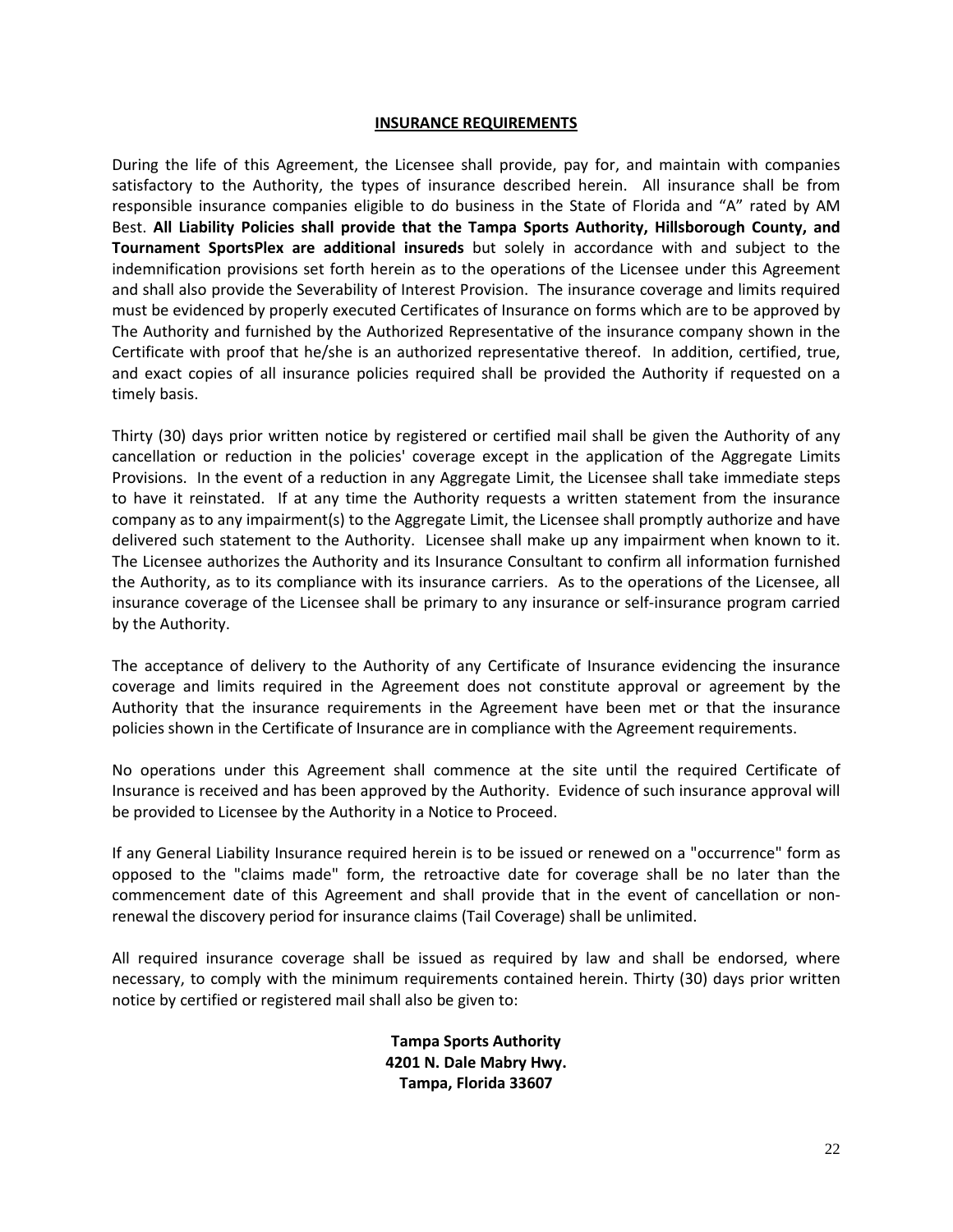## INSURANCE REQUIREMENTS

During the life of this Agreement, the Licensee shall provide, pay for, and maintain with companies satisfactory to the Authority, the types of insurance described herein. All insurance shall be from responsible insurance companies eligible to do business in the State of Florida and "A" rated by AM Best. **All Liability Policies shall provide that the Tampa Sports Authority, Hillsborough County, and Tournament SportsPlex are additional insureds** but solely in accordance with and subject to the indemnification provisions set forth herein as to the operations of the Licensee under this Agreement and shall also provide the Severability of Interest Provision. The insurance coverage and limits required must be evidenced by properly executed Certificates of Insurance on forms which are to be approved by The Authority and furnished by the Authorized Representative of the insurance company shown in the Certificate with proof that he/she is an authorized representative thereof. In addition, certified, true, and exact copies of all insurance policies required shall be provided the Authority if requested on a timely basis.

Thirty (30) days prior written notice by registered or certified mail shall be given the Authority of any cancellation or reduction in the policies' coverage except in the application of the Aggregate Limits Provisions. In the event of a reduction in any Aggregate Limit, the Licensee shall take immediate steps to have it reinstated. If at any time the Authority requests a written statement from the insurance company as to any impairment(s) to the Aggregate Limit, the Licensee shall promptly authorize and have delivered such statement to the Authority. Licensee shall make up any impairment when known to it. The Licensee authorizes the Authority and its Insurance Consultant to confirm all information furnished the Authority, as to its compliance with its insurance carriers. As to the operations of the Licensee, all insurance coverage of the Licensee shall be primary to any insurance or self-insurance program carried by the Authority.

The acceptance of delivery to the Authority of any Certificate of Insurance evidencing the insurance coverage and limits required in the Agreement does not constitute approval or agreement by the Authority that the insurance requirements in the Agreement have been met or that the insurance policies shown in the Certificate of Insurance are in compliance with the Agreement requirements.

No operations under this Agreement shall commence at the site until the required Certificate of Insurance is received and has been approved by the Authority. Evidence of such insurance approval will be provided to Licensee by the Authority in a Notice to Proceed.

If any General Liability Insurance required herein is to be issued or renewed on a "occurrence" form as opposed to the "claims made" form, the retroactive date for coverage shall be no later than the commencement date of this Agreement and shall provide that in the event of cancellation or non-renewal the discovery period for insurance claims (Tail Coverage) shall be unlimited.

All required insurance coverage shall be issued as required by law and shall be endorsed, where necessary, to comply with the minimum requirements contained herein. Thirty (30) days prior written notice by certified or registered mail shall also be given to:

**Tampa Sports Authority**
**4201 N. Dale Mabry Hwy.**
**Tampa, Florida 33607**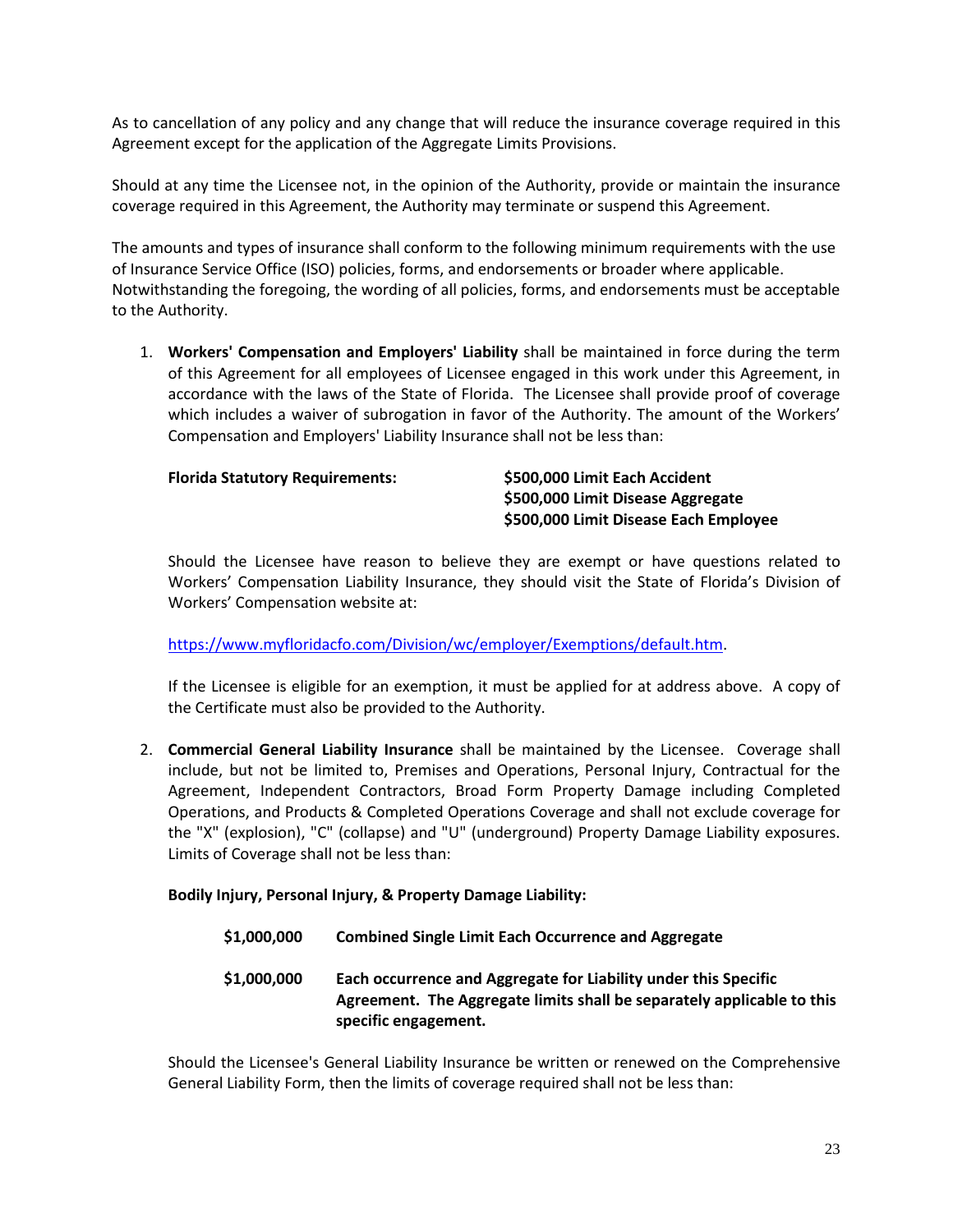As to cancellation of any policy and any change that will reduce the insurance coverage required in this Agreement except for the application of the Aggregate Limits Provisions.

Should at any time the Licensee not, in the opinion of the Authority, provide or maintain the insurance coverage required in this Agreement, the Authority may terminate or suspend this Agreement.

The amounts and types of insurance shall conform to the following minimum requirements with the use of Insurance Service Office (ISO) policies, forms, and endorsements or broader where applicable. Notwithstanding the foregoing, the wording of all policies, forms, and endorsements must be acceptable to the Authority.

1. **Workers' Compensation and Employers' Liability** shall be maintained in force during the term of this Agreement for all employees of Licensee engaged in this work under this Agreement, in accordance with the laws of the State of Florida. The Licensee shall provide proof of coverage which includes a waiver of subrogation in favor of the Authority. The amount of the Workers' Compensation and Employers' Liability Insurance shall not be less than:

   **Florida Statutory Requirements:** **$500,000 Limit Each Accident**
   **$500,000 Limit Disease Aggregate**
   **$500,000 Limit Disease Each Employee**

   Should the Licensee have reason to believe they are exempt or have questions related to Workers' Compensation Liability Insurance, they should visit the State of Florida's Division of Workers' Compensation website at:

   https://www.myfloridacfo.com/Division/wc/employer/Exemptions/default.htm.

   If the Licensee is eligible for an exemption, it must be applied for at address above. A copy of the Certificate must also be provided to the Authority.

2. **Commercial General Liability Insurance** shall be maintained by the Licensee. Coverage shall include, but not be limited to, Premises and Operations, Personal Injury, Contractual for the Agreement, Independent Contractors, Broad Form Property Damage including Completed Operations, and Products & Completed Operations Coverage and shall not exclude coverage for the "X" (explosion), "C" (collapse) and "U" (underground) Property Damage Liability exposures. Limits of Coverage shall not be less than:

   **Bodily Injury, Personal Injury, & Property Damage Liability:**

   **$1,000,000** **Combined Single Limit Each Occurrence and Aggregate**

   **$1,000,000** **Each occurrence and Aggregate for Liability under this Specific Agreement. The Aggregate limits shall be separately applicable to this specific engagement.**

   Should the Licensee's General Liability Insurance be written or renewed on the Comprehensive General Liability Form, then the limits of coverage required shall not be less than: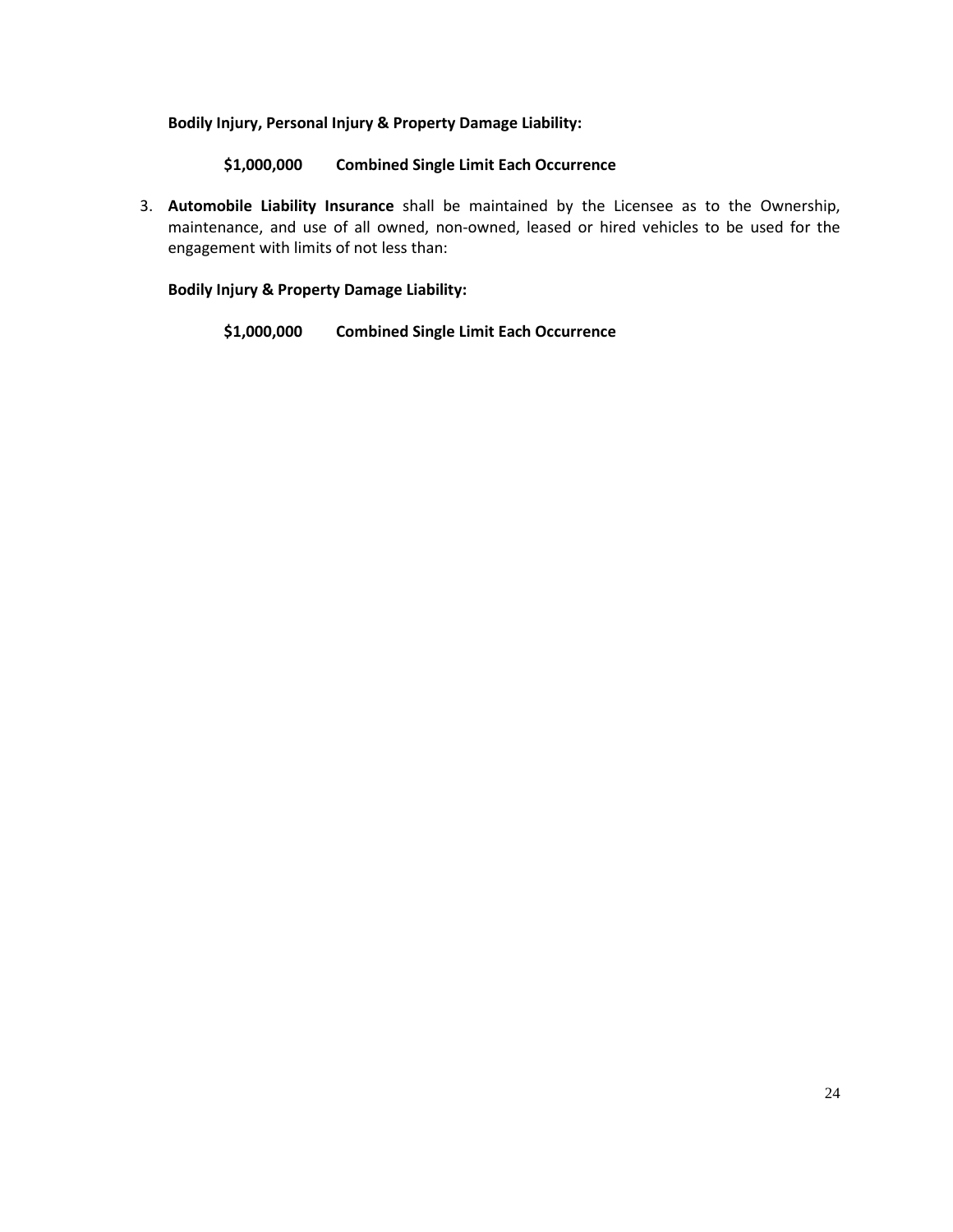**Bodily Injury, Personal Injury & Property Damage Liability:**

**$1,000,000 Combined Single Limit Each Occurrence**

3. **Automobile Liability Insurance** shall be maintained by the Licensee as to the Ownership, maintenance, and use of all owned, non-owned, leased or hired vehicles to be used for the engagement with limits of not less than:

   **Bodily Injury & Property Damage Liability:**

   **$1,000,000 Combined Single Limit Each Occurrence**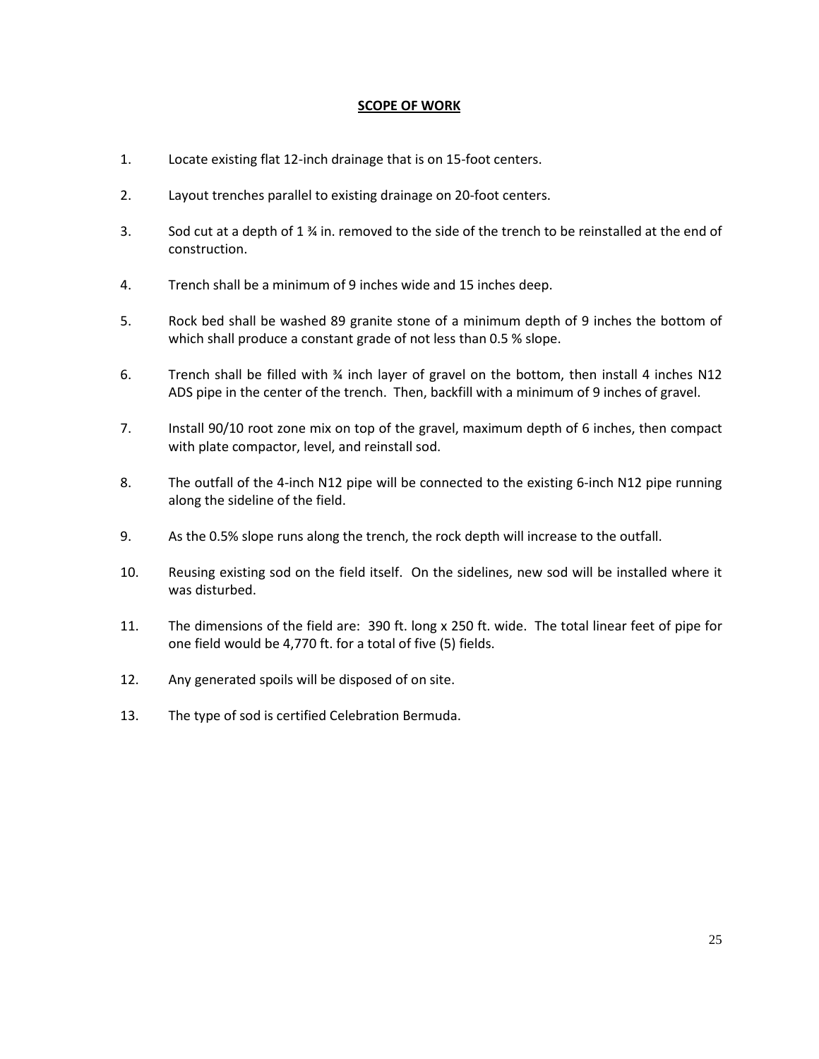# SCOPE OF WORK

1. Locate existing flat 12-inch drainage that is on 15-foot centers.

2. Layout trenches parallel to existing drainage on 20-foot centers.

3. Sod cut at a depth of 1 ¾ in. removed to the side of the trench to be reinstalled at the end of construction.

4. Trench shall be a minimum of 9 inches wide and 15 inches deep.

5. Rock bed shall be washed 89 granite stone of a minimum depth of 9 inches the bottom of which shall produce a constant grade of not less than 0.5 % slope.

6. Trench shall be filled with ¾ inch layer of gravel on the bottom, then install 4 inches N12 ADS pipe in the center of the trench. Then, backfill with a minimum of 9 inches of gravel.

7. Install 90/10 root zone mix on top of the gravel, maximum depth of 6 inches, then compact with plate compactor, level, and reinstall sod.

8. The outfall of the 4-inch N12 pipe will be connected to the existing 6-inch N12 pipe running along the sideline of the field.

9. As the 0.5% slope runs along the trench, the rock depth will increase to the outfall.

10. Reusing existing sod on the field itself. On the sidelines, new sod will be installed where it was disturbed.

11. The dimensions of the field are: 390 ft. long x 250 ft. wide. The total linear feet of pipe for one field would be 4,770 ft. for a total of five (5) fields.

12. Any generated spoils will be disposed of on site.

13. The type of sod is certified Celebration Bermuda.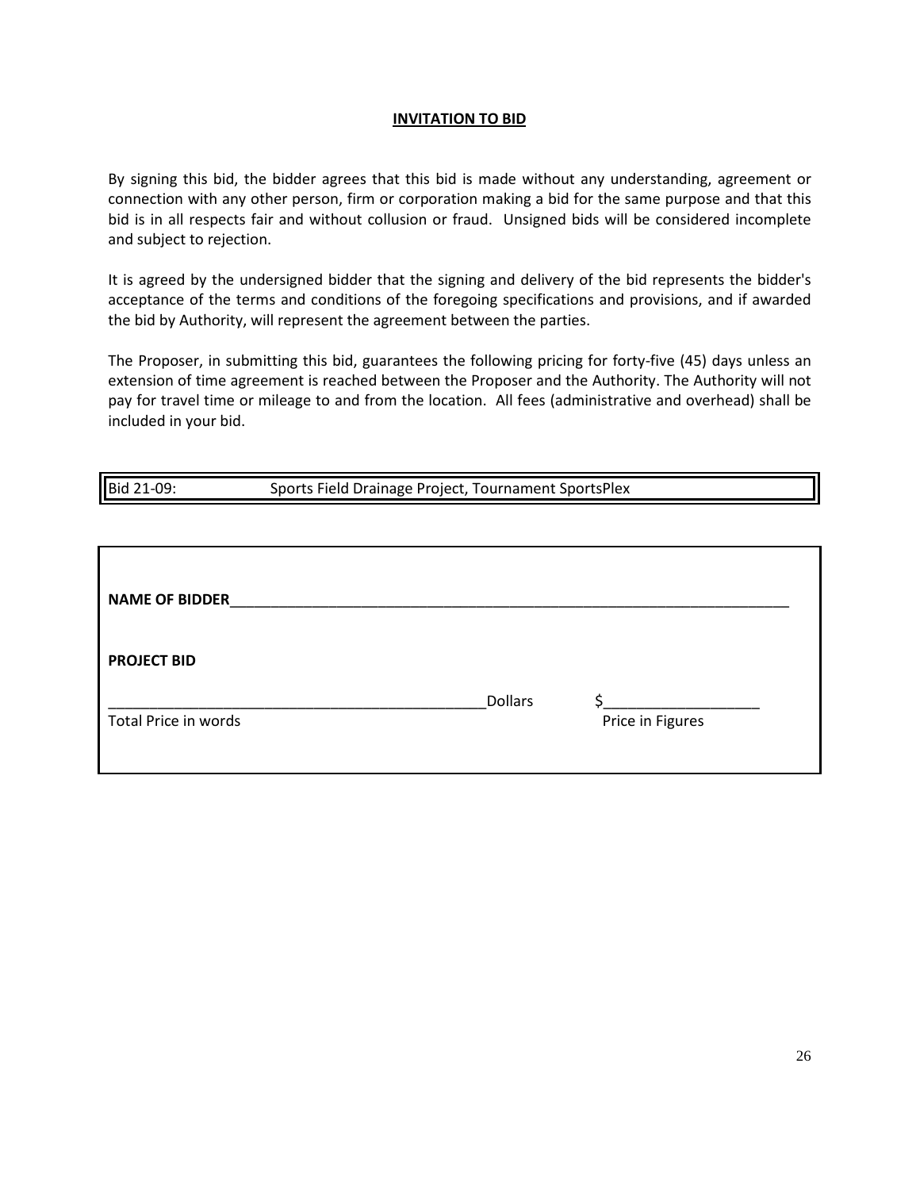**INVITATION TO BID**

By signing this bid, the bidder agrees that this bid is made without any understanding, agreement or connection with any other person, firm or corporation making a bid for the same purpose and that this bid is in all respects fair and without collusion or fraud. Unsigned bids will be considered incomplete and subject to rejection.

It is agreed by the undersigned bidder that the signing and delivery of the bid represents the bidder's acceptance of the terms and conditions of the foregoing specifications and provisions, and if awarded the bid by Authority, will represent the agreement between the parties.

The Proposer, in submitting this bid, guarantees the following pricing for forty-five (45) days unless an extension of time agreement is reached between the Proposer and the Authority. The Authority will not pay for travel time or mileage to and from the location. All fees (administrative and overhead) shall be included in your bid.

| | |
|---|---|
| Bid 21-09: | Sports Field Drainage Project, Tournament SportsPlex |

**NAME OF BIDDER**_______________________________________________________________________

**PROJECT BID**

______________________________________________Dollars $__________________

Total Price in words Price in Figures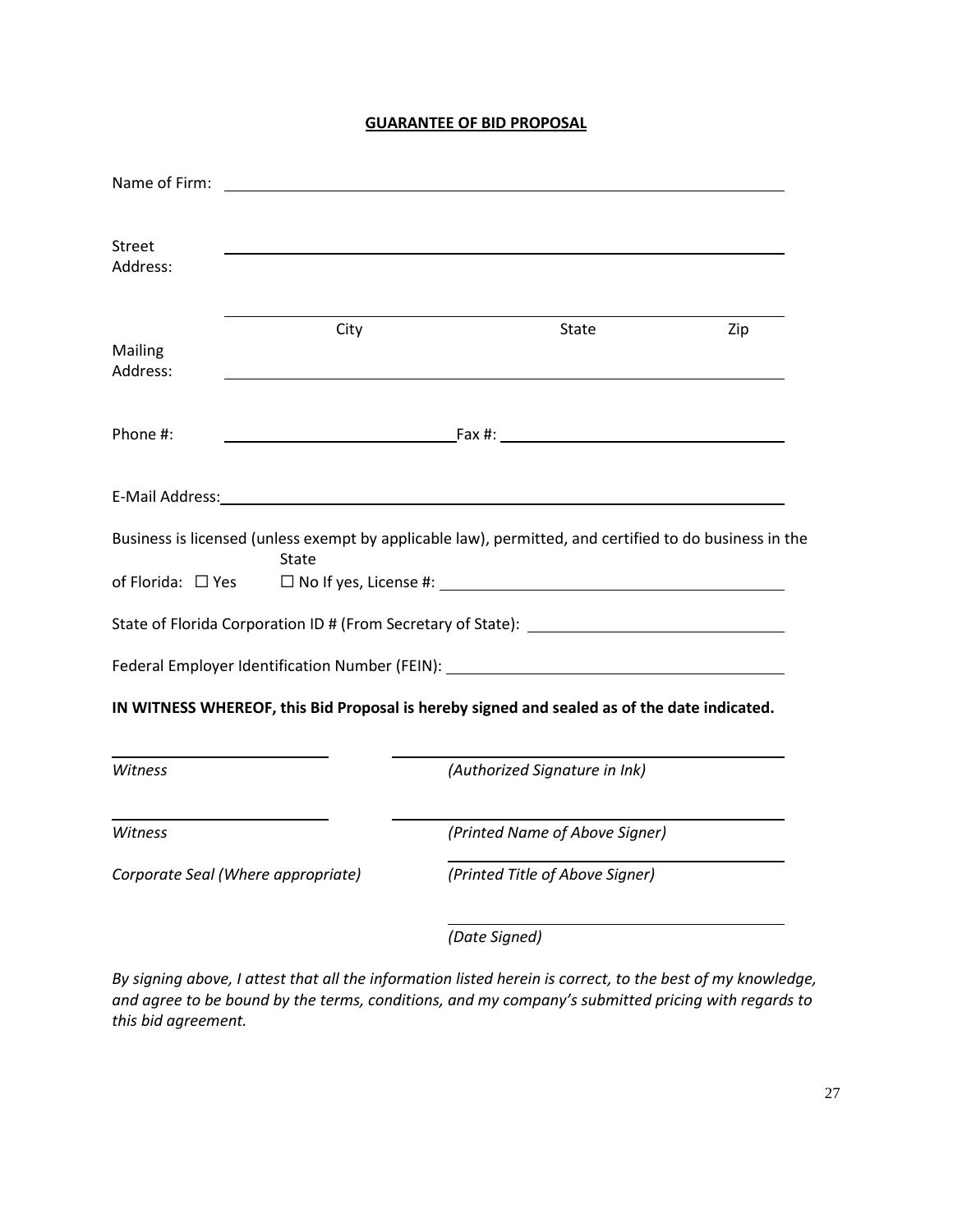**GUARANTEE OF BID PROPOSAL**

Name of Firm: ______________________________________________

Street Address: ______________________________________________

______________________________________________
City State Zip

Mailing Address: ______________________________________________

Phone #: ____________________ Fax #: ____________________

E-Mail Address: ______________________________________________

Business is licensed (unless exempt by applicable law), permitted, and certified to do business in the State of Florida: ☐ Yes ☐ No If yes, License #: ____________________

State of Florida Corporation ID # (From Secretary of State): ____________________

Federal Employer Identification Number (FEIN): ____________________

**IN WITNESS WHEREOF, this Bid Proposal is hereby signed and sealed as of the date indicated.**

| | |
|---|---|
| ____________________ | ____________________ |
| *Witness* | *(Authorized Signature in Ink)* |
| ____________________ | ____________________ |
| *Witness* | *(Printed Name of Above Signer)* |
| | ____________________ |
| *Corporate Seal (Where appropriate)* | *(Printed Title of Above Signer)* |
| | ____________________ |
| | *(Date Signed)* |

*By signing above, I attest that all the information listed herein is correct, to the best of my knowledge, and agree to be bound by the terms, conditions, and my company's submitted pricing with regards to this bid agreement.*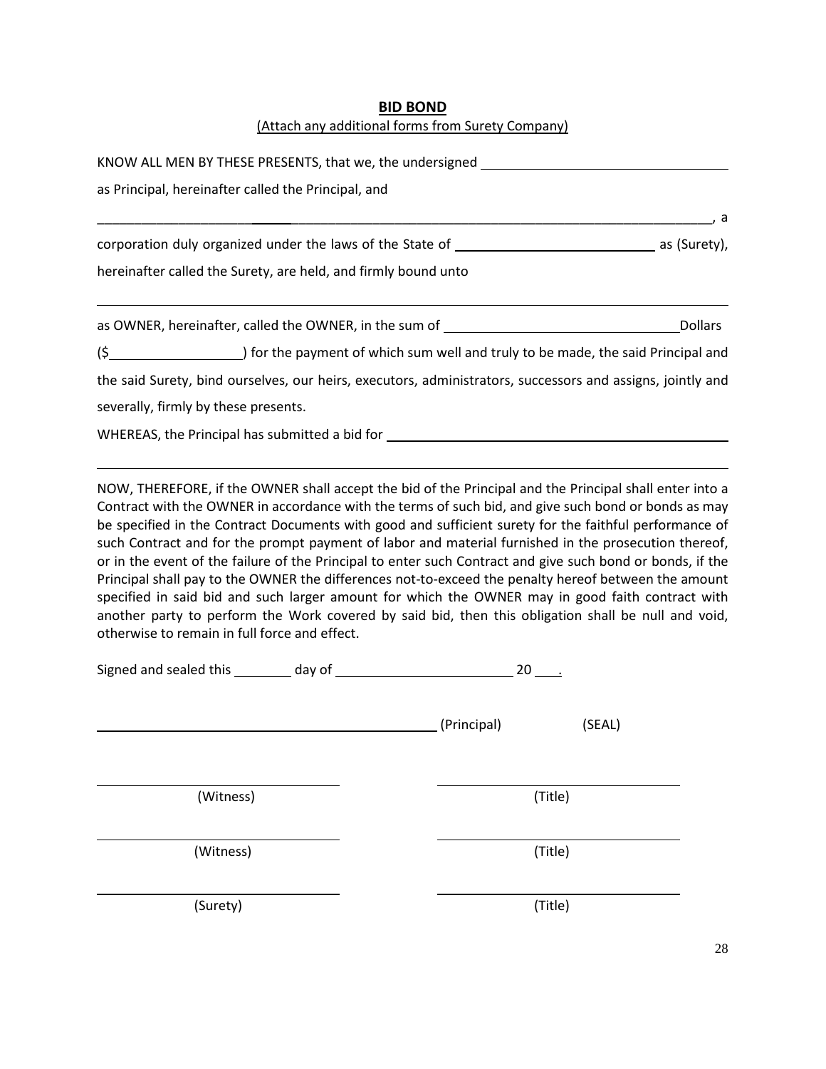**BID BOND**

(Attach any additional forms from Surety Company)

KNOW ALL MEN BY THESE PRESENTS, that we, the undersigned ________________________________

as Principal, hereinafter called the Principal, and

_____________________________________________________________________________, a

corporation duly organized under the laws of the State of __________________________ as (Surety),

hereinafter called the Surety, are held, and firmly bound unto

_____________________________________________________________________________

as OWNER, hereinafter, called the OWNER, in the sum of ______________________________ Dollars

($_________________) for the payment of which sum well and truly to be made, the said Principal and the said Surety, bind ourselves, our heirs, executors, administrators, successors and assigns, jointly and severally, firmly by these presents.

WHEREAS, the Principal has submitted a bid for ____________________________________________

_____________________________________________________________________________

NOW, THEREFORE, if the OWNER shall accept the bid of the Principal and the Principal shall enter into a Contract with the OWNER in accordance with the terms of such bid, and give such bond or bonds as may be specified in the Contract Documents with good and sufficient surety for the faithful performance of such Contract and for the prompt payment of labor and material furnished in the prosecution thereof, or in the event of the failure of the Principal to enter such Contract and give such bond or bonds, if the Principal shall pay to the OWNER the differences not-to-exceed the penalty hereof between the amount specified in said bid and such larger amount for which the OWNER may in good faith contract with another party to perform the Work covered by said bid, then this obligation shall be null and void, otherwise to remain in full force and effect.

Signed and sealed this ________ day of ________________________ 20 ___.

______________________________________________ (Principal) (SEAL)

| | |
|---|---|
| ______________________________ | ______________________________ |
| (Witness) | (Title) |
| ______________________________ | ______________________________ |
| (Witness) | (Title) |
| ______________________________ | ______________________________ |
| (Surety) | (Title) |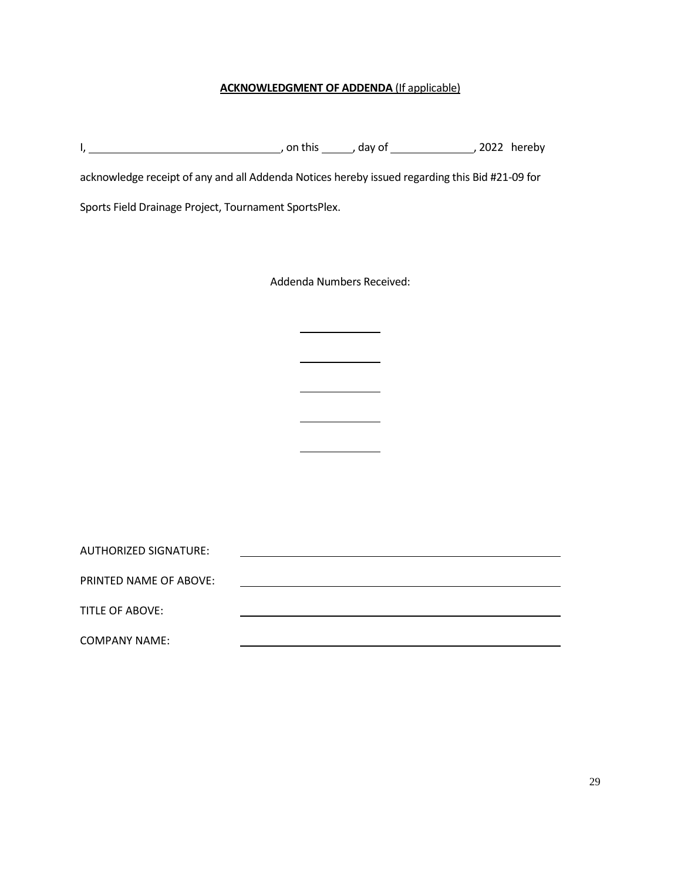**ACKNOWLEDGMENT OF ADDENDA** (If applicable)

I, ______________________________, on this _____, day of _____________, 2022 hereby acknowledge receipt of any and all Addenda Notices hereby issued regarding this Bid #21-09 for Sports Field Drainage Project, Tournament SportsPlex.

Addenda Numbers Received:

____________

____________

____________

____________

____________

AUTHORIZED SIGNATURE: ______________________________

PRINTED NAME OF ABOVE: ______________________________

TITLE OF ABOVE: ______________________________

COMPANY NAME: ______________________________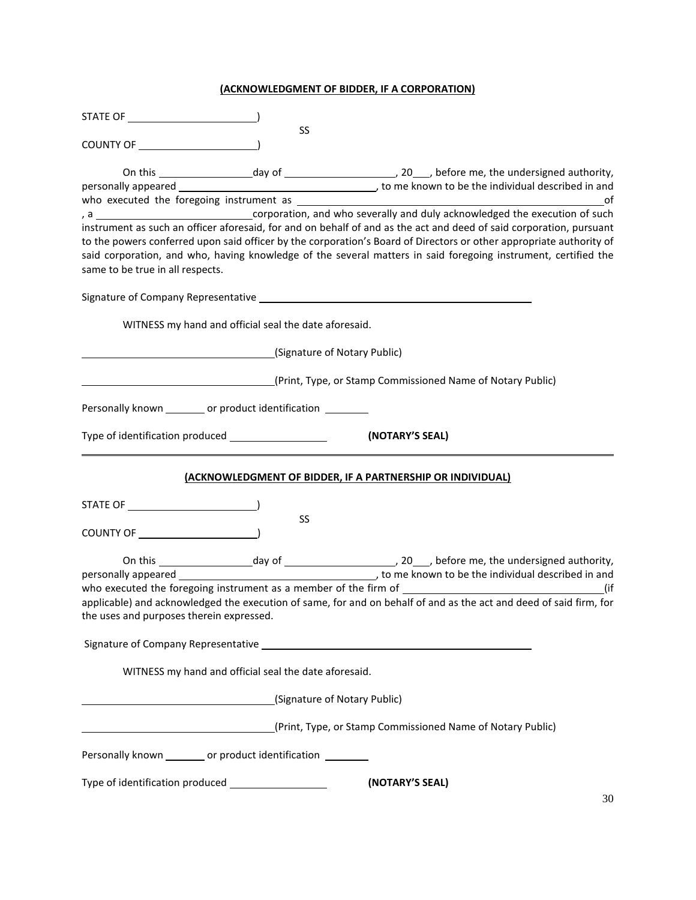**(ACKNOWLEDGMENT OF BIDDER, IF A CORPORATION)**

STATE OF ______________________)
SS
COUNTY OF _____________________)

On this ________________ day of ___________________, 20___, before me, the undersigned authority, personally appeared ___________________________________, to me known to be the individual described in and who executed the foregoing instrument as ___________________________________________________ of , a ___________________________ corporation, and who severally and duly acknowledged the execution of such instrument as such an officer aforesaid, for and on behalf of and as the act and deed of said corporation, pursuant to the powers conferred upon said officer by the corporation's Board of Directors or other appropriate authority of said corporation, and who, having knowledge of the several matters in said foregoing instrument, certified the same to be true in all respects.

Signature of Company Representative ______________________________________________

WITNESS my hand and official seal the date aforesaid.

_________________________________ (Signature of Notary Public)

_________________________________ (Print, Type, or Stamp Commissioned Name of Notary Public)

Personally known _______ or product identification ________

Type of identification produced _________________ **(NOTARY'S SEAL)**

---

**(ACKNOWLEDGMENT OF BIDDER, IF A PARTNERSHIP OR INDIVIDUAL)**

STATE OF ______________________)
SS
COUNTY OF _____________________)

On this ________________ day of ___________________, 20___, before me, the undersigned authority, personally appeared ___________________________________, to me known to be the individual described in and who executed the foregoing instrument as a member of the firm of ___________________________________ (if applicable) and acknowledged the execution of same, for and on behalf of and as the act and deed of said firm, for the uses and purposes therein expressed.

Signature of Company Representative ______________________________________________

WITNESS my hand and official seal the date aforesaid.

_________________________________ (Signature of Notary Public)

_________________________________ (Print, Type, or Stamp Commissioned Name of Notary Public)

Personally known _______ or product identification ________

Type of identification produced _________________ **(NOTARY'S SEAL)**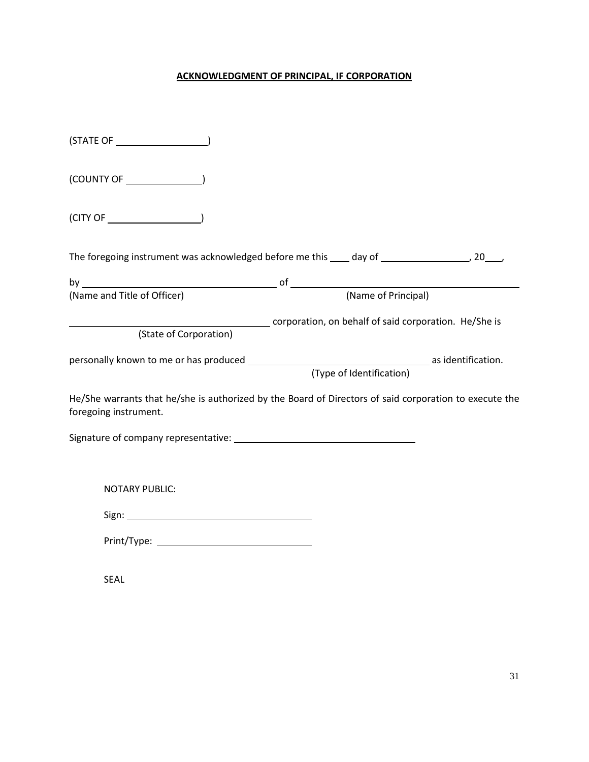**ACKNOWLEDGMENT OF PRINCIPAL, IF CORPORATION**

(STATE OF ____________________)

(COUNTY OF ________________)

(CITY OF ____________________)

The foregoing instrument was acknowledged before me this ____ day of __________________, 20___,

by ______________________________________ of ______________________________________________
(Name and Title of Officer) (Name of Principal)

__________________________________________ corporation, on behalf of said corporation. He/She is
(State of Corporation)

personally known to me or has produced ____________________________________ as identification.
(Type of Identification)

He/She warrants that he/she is authorized by the Board of Directors of said corporation to execute the foregoing instrument.

Signature of company representative: _____________________________________

NOTARY PUBLIC:

Sign: _____________________________________

Print/Type: ________________________________

SEAL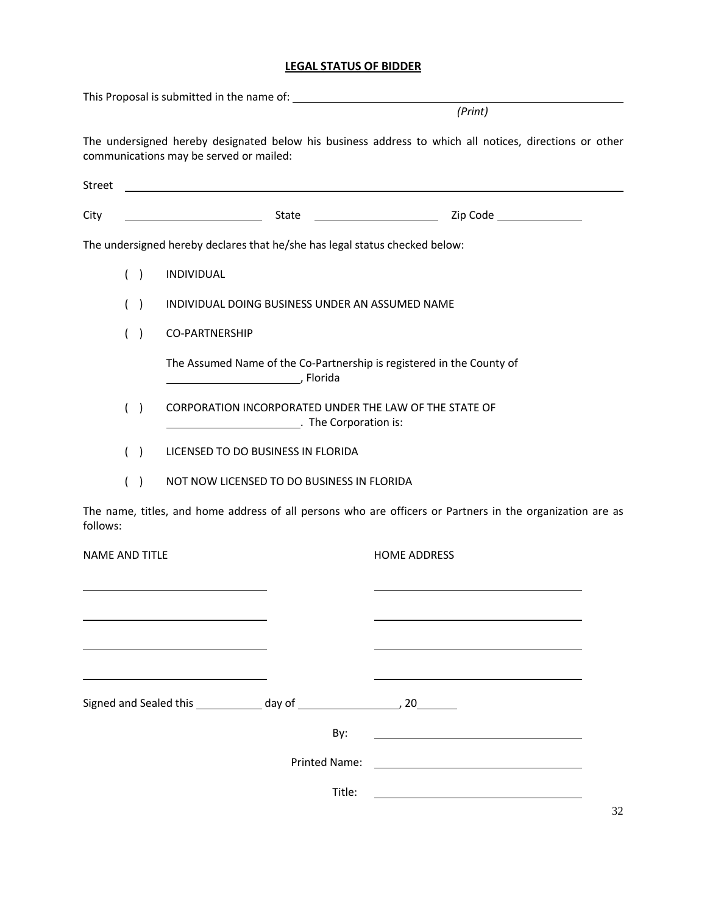## LEGAL STATUS OF BIDDER

This Proposal is submitted in the name of: ______________________________________________
*(Print)*

The undersigned hereby designated below his business address to which all notices, directions or other communications may be served or mailed:

Street ________________________________________________________________

City ____________________ State ____________________ Zip Code ______________

The undersigned hereby declares that he/she has legal status checked below:

( ) INDIVIDUAL

( ) INDIVIDUAL DOING BUSINESS UNDER AN ASSUMED NAME

( ) CO-PARTNERSHIP

The Assumed Name of the Co-Partnership is registered in the County of ____________________, Florida

( ) CORPORATION INCORPORATED UNDER THE LAW OF THE STATE OF ____________________. The Corporation is:

( ) LICENSED TO DO BUSINESS IN FLORIDA

( ) NOT NOW LICENSED TO DO BUSINESS IN FLORIDA

The name, titles, and home address of all persons who are officers or Partners in the organization are as follows:

| NAME AND TITLE | HOME ADDRESS |
|---|---|
| ____________________________ | ____________________________ |
| ____________________________ | ____________________________ |
| ____________________________ | ____________________________ |
| ____________________________ | ____________________________ |

Signed and Sealed this __________ day of ________________, 20______

By: ______________________________

Printed Name: ______________________________

Title: ______________________________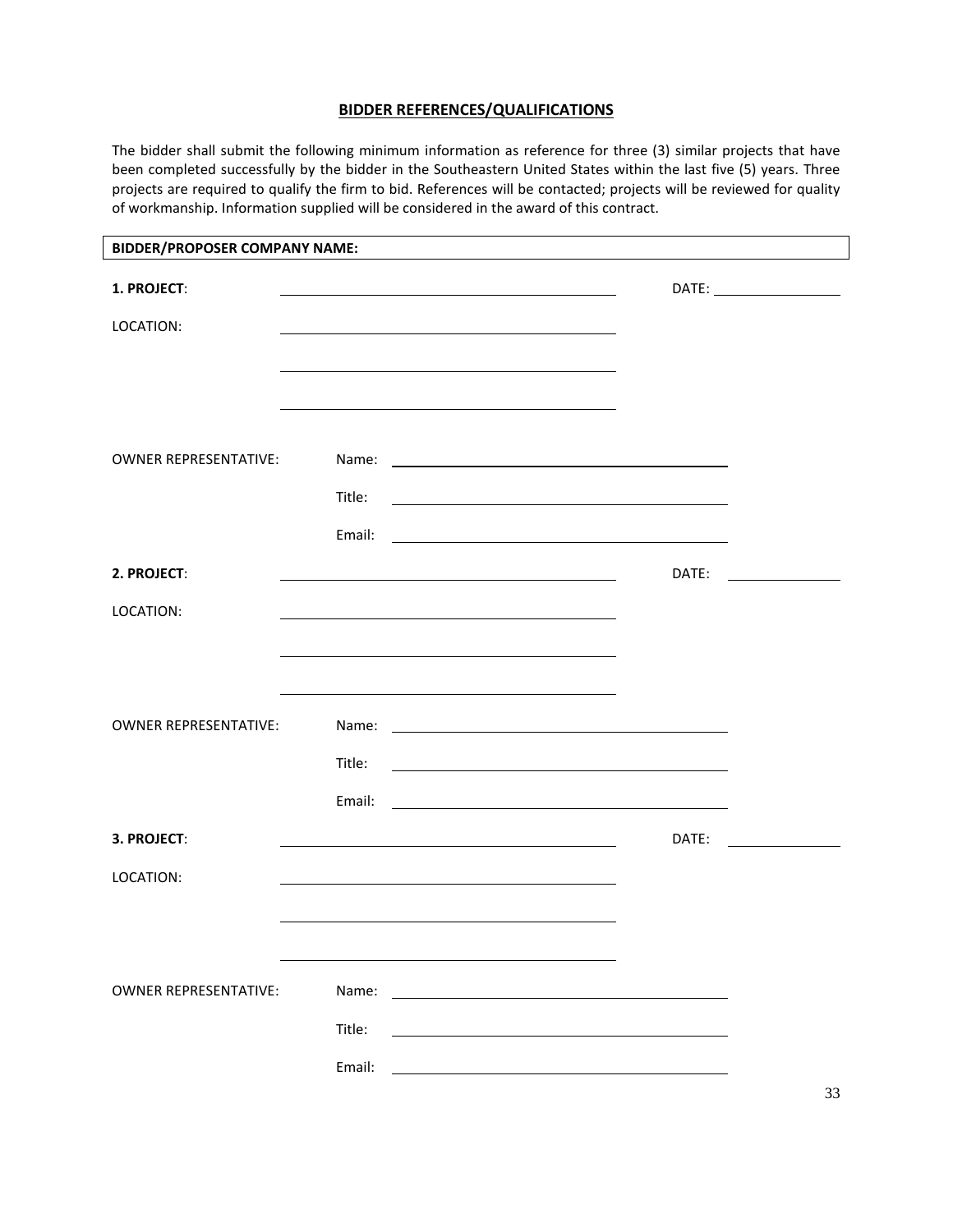## BIDDER REFERENCES/QUALIFICATIONS

The bidder shall submit the following minimum information as reference for three (3) similar projects that have been completed successfully by the bidder in the Southeastern United States within the last five (5) years. Three projects are required to qualify the firm to bid. References will be contacted; projects will be reviewed for quality of workmanship. Information supplied will be considered in the award of this contract.

**BIDDER/PROPOSER COMPANY NAME:**

**1. PROJECT**: \_\_\_\_\_\_\_\_\_\_\_\_\_\_\_\_\_\_\_\_\_\_\_\_\_\_\_\_\_\_\_\_\_\_\_\_ DATE: \_\_\_\_\_\_\_\_\_\_\_\_\_\_

LOCATION: \_\_\_\_\_\_\_\_\_\_\_\_\_\_\_\_\_\_\_\_\_\_\_\_\_\_\_\_\_\_\_\_\_\_\_\_

\_\_\_\_\_\_\_\_\_\_\_\_\_\_\_\_\_\_\_\_\_\_\_\_\_\_\_\_\_\_\_\_\_\_\_\_

\_\_\_\_\_\_\_\_\_\_\_\_\_\_\_\_\_\_\_\_\_\_\_\_\_\_\_\_\_\_\_\_\_\_\_\_

OWNER REPRESENTATIVE:
Name: \_\_\_\_\_\_\_\_\_\_\_\_\_\_\_\_\_\_\_\_\_\_\_\_\_\_\_\_\_\_\_\_\_\_\_\_
Title: \_\_\_\_\_\_\_\_\_\_\_\_\_\_\_\_\_\_\_\_\_\_\_\_\_\_\_\_\_\_\_\_\_\_\_\_
Email: \_\_\_\_\_\_\_\_\_\_\_\_\_\_\_\_\_\_\_\_\_\_\_\_\_\_\_\_\_\_\_\_\_\_\_\_

**2. PROJECT**: \_\_\_\_\_\_\_\_\_\_\_\_\_\_\_\_\_\_\_\_\_\_\_\_\_\_\_\_\_\_\_\_\_\_\_\_ DATE: \_\_\_\_\_\_\_\_\_\_\_\_\_\_

LOCATION: \_\_\_\_\_\_\_\_\_\_\_\_\_\_\_\_\_\_\_\_\_\_\_\_\_\_\_\_\_\_\_\_\_\_\_\_

\_\_\_\_\_\_\_\_\_\_\_\_\_\_\_\_\_\_\_\_\_\_\_\_\_\_\_\_\_\_\_\_\_\_\_\_

\_\_\_\_\_\_\_\_\_\_\_\_\_\_\_\_\_\_\_\_\_\_\_\_\_\_\_\_\_\_\_\_\_\_\_\_

OWNER REPRESENTATIVE:
Name: \_\_\_\_\_\_\_\_\_\_\_\_\_\_\_\_\_\_\_\_\_\_\_\_\_\_\_\_\_\_\_\_\_\_\_\_
Title: \_\_\_\_\_\_\_\_\_\_\_\_\_\_\_\_\_\_\_\_\_\_\_\_\_\_\_\_\_\_\_\_\_\_\_\_
Email: \_\_\_\_\_\_\_\_\_\_\_\_\_\_\_\_\_\_\_\_\_\_\_\_\_\_\_\_\_\_\_\_\_\_\_\_

**3. PROJECT**: \_\_\_\_\_\_\_\_\_\_\_\_\_\_\_\_\_\_\_\_\_\_\_\_\_\_\_\_\_\_\_\_\_\_\_\_ DATE: \_\_\_\_\_\_\_\_\_\_\_\_\_\_

LOCATION: \_\_\_\_\_\_\_\_\_\_\_\_\_\_\_\_\_\_\_\_\_\_\_\_\_\_\_\_\_\_\_\_\_\_\_\_

\_\_\_\_\_\_\_\_\_\_\_\_\_\_\_\_\_\_\_\_\_\_\_\_\_\_\_\_\_\_\_\_\_\_\_\_

\_\_\_\_\_\_\_\_\_\_\_\_\_\_\_\_\_\_\_\_\_\_\_\_\_\_\_\_\_\_\_\_\_\_\_\_

OWNER REPRESENTATIVE:
Name: \_\_\_\_\_\_\_\_\_\_\_\_\_\_\_\_\_\_\_\_\_\_\_\_\_\_\_\_\_\_\_\_\_\_\_\_
Title: \_\_\_\_\_\_\_\_\_\_\_\_\_\_\_\_\_\_\_\_\_\_\_\_\_\_\_\_\_\_\_\_\_\_\_\_
Email: \_\_\_\_\_\_\_\_\_\_\_\_\_\_\_\_\_\_\_\_\_\_\_\_\_\_\_\_\_\_\_\_\_\_\_\_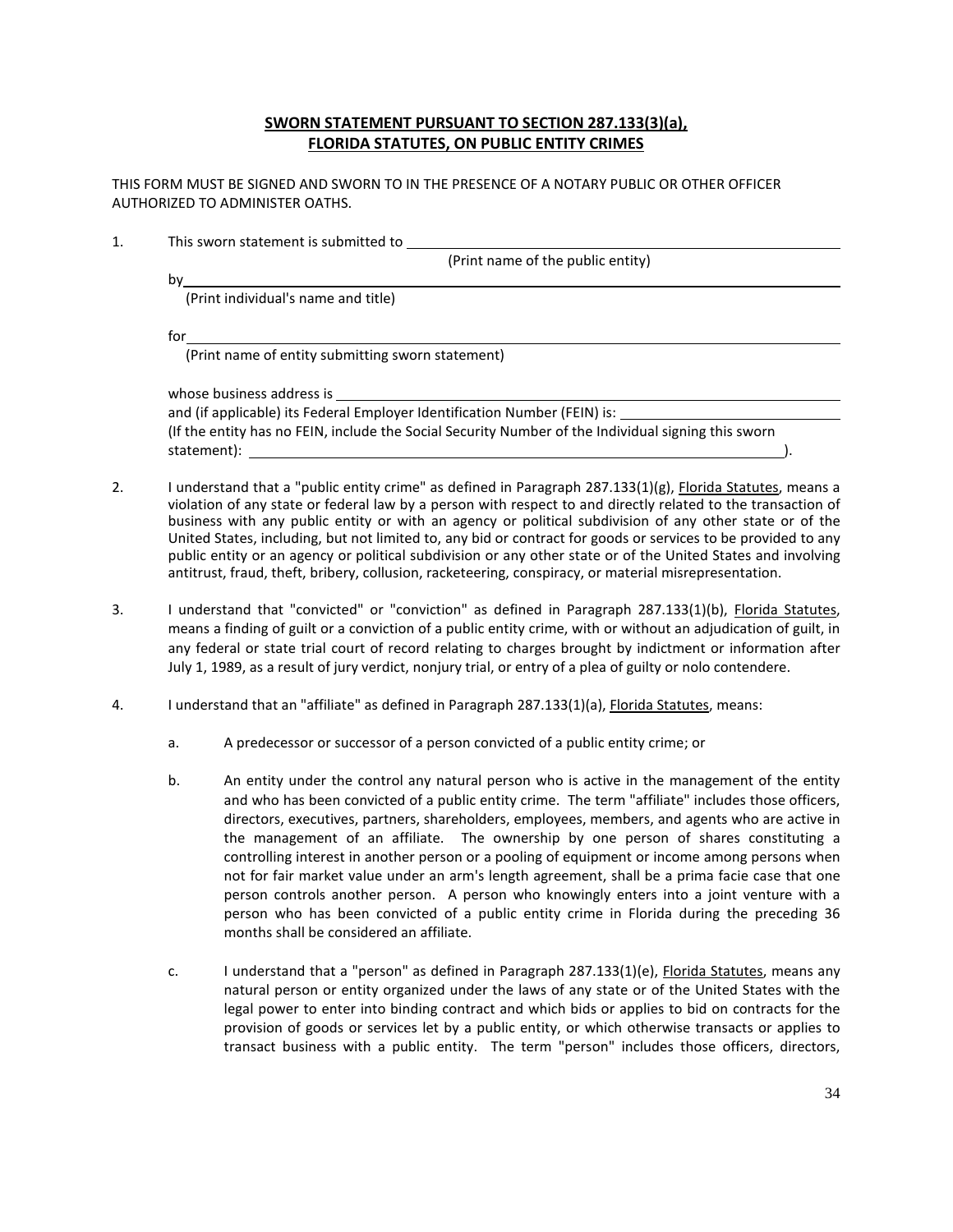**SWORN STATEMENT PURSUANT TO SECTION 287.133(3)(a),
FLORIDA STATUTES, ON PUBLIC ENTITY CRIMES**

THIS FORM MUST BE SIGNED AND SWORN TO IN THE PRESENCE OF A NOTARY PUBLIC OR OTHER OFFICER AUTHORIZED TO ADMINISTER OATHS.

1. This sworn statement is submitted to ______________________________________________
   (Print name of the public entity)

   by______________________________________________________________________
   (Print individual's name and title)

   for_____________________________________________________________________
   (Print name of entity submitting sworn statement)

   whose business address is ________________________________________________
   and (if applicable) its Federal Employer Identification Number (FEIN) is: ________________
   (If the entity has no FEIN, include the Social Security Number of the Individual signing this sworn statement): ______________________________________________).

2. I understand that a "public entity crime" as defined in Paragraph 287.133(1)(g), Florida Statutes, means a violation of any state or federal law by a person with respect to and directly related to the transaction of business with any public entity or with an agency or political subdivision of any other state or of the United States, including, but not limited to, any bid or contract for goods or services to be provided to any public entity or an agency or political subdivision or any other state or of the United States and involving antitrust, fraud, theft, bribery, collusion, racketeering, conspiracy, or material misrepresentation.

3. I understand that "convicted" or "conviction" as defined in Paragraph 287.133(1)(b), Florida Statutes, means a finding of guilt or a conviction of a public entity crime, with or without an adjudication of guilt, in any federal or state trial court of record relating to charges brought by indictment or information after July 1, 1989, as a result of jury verdict, nonjury trial, or entry of a plea of guilty or nolo contendere.

4. I understand that an "affiliate" as defined in Paragraph 287.133(1)(a), Florida Statutes, means:

   a. A predecessor or successor of a person convicted of a public entity crime; or

   b. An entity under the control any natural person who is active in the management of the entity and who has been convicted of a public entity crime. The term "affiliate" includes those officers, directors, executives, partners, shareholders, employees, members, and agents who are active in the management of an affiliate. The ownership by one person of shares constituting a controlling interest in another person or a pooling of equipment or income among persons when not for fair market value under an arm's length agreement, shall be a prima facie case that one person controls another person. A person who knowingly enters into a joint venture with a person who has been convicted of a public entity crime in Florida during the preceding 36 months shall be considered an affiliate.

   c. I understand that a "person" as defined in Paragraph 287.133(1)(e), Florida Statutes, means any natural person or entity organized under the laws of any state or of the United States with the legal power to enter into binding contract and which bids or applies to bid on contracts for the provision of goods or services let by a public entity, or which otherwise transacts or applies to transact business with a public entity. The term "person" includes those officers, directors,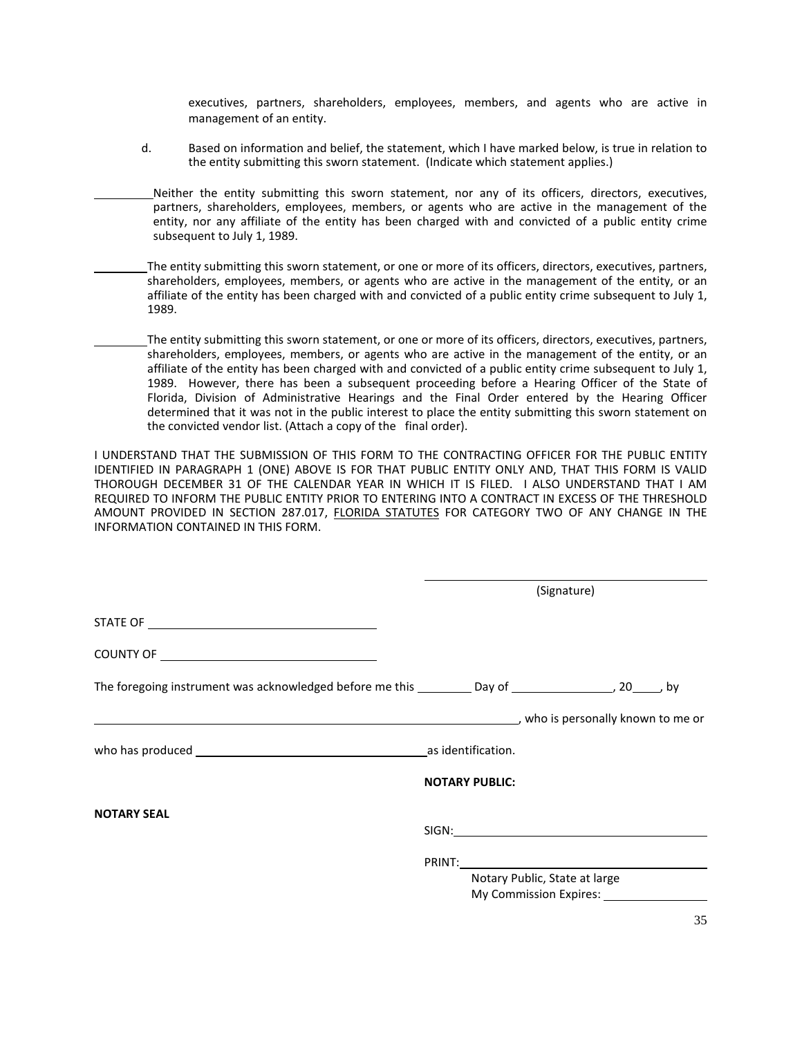executives, partners, shareholders, employees, members, and agents who are active in management of an entity.

d. Based on information and belief, the statement, which I have marked below, is true in relation to the entity submitting this sworn statement. (Indicate which statement applies.)

\_\_\_\_\_\_\_\_\_ Neither the entity submitting this sworn statement, nor any of its officers, directors, executives, partners, shareholders, employees, members, or agents who are active in the management of the entity, nor any affiliate of the entity has been charged with and convicted of a public entity crime subsequent to July 1, 1989.

\_\_\_\_\_\_\_\_\_ The entity submitting this sworn statement, or one or more of its officers, directors, executives, partners, shareholders, employees, members, or agents who are active in the management of the entity, or an affiliate of the entity has been charged with and convicted of a public entity crime subsequent to July 1, 1989.

\_\_\_\_\_\_\_\_\_ The entity submitting this sworn statement, or one or more of its officers, directors, executives, partners, shareholders, employees, members, or agents who are active in the management of the entity, or an affiliate of the entity has been charged with and convicted of a public entity crime subsequent to July 1, 1989. However, there has been a subsequent proceeding before a Hearing Officer of the State of Florida, Division of Administrative Hearings and the Final Order entered by the Hearing Officer determined that it was not in the public interest to place the entity submitting this sworn statement on the convicted vendor list. (Attach a copy of the final order).

I UNDERSTAND THAT THE SUBMISSION OF THIS FORM TO THE CONTRACTING OFFICER FOR THE PUBLIC ENTITY IDENTIFIED IN PARAGRAPH 1 (ONE) ABOVE IS FOR THAT PUBLIC ENTITY ONLY AND, THAT THIS FORM IS VALID THOROUGH DECEMBER 31 OF THE CALENDAR YEAR IN WHICH IT IS FILED. I ALSO UNDERSTAND THAT I AM REQUIRED TO INFORM THE PUBLIC ENTITY PRIOR TO ENTERING INTO A CONTRACT IN EXCESS OF THE THRESHOLD AMOUNT PROVIDED IN SECTION 287.017, FLORIDA STATUTES FOR CATEGORY TWO OF ANY CHANGE IN THE INFORMATION CONTAINED IN THIS FORM.

\_\_\_\_\_\_\_\_\_\_\_\_\_\_\_\_\_\_\_\_\_\_\_\_\_\_\_\_\_\_\_\_\_\_\_\_
(Signature)

STATE OF \_\_\_\_\_\_\_\_\_\_\_\_\_\_\_\_\_\_\_\_\_\_\_\_\_\_\_\_\_\_

COUNTY OF \_\_\_\_\_\_\_\_\_\_\_\_\_\_\_\_\_\_\_\_\_\_\_\_\_\_\_\_\_\_

The foregoing instrument was acknowledged before me this \_\_\_\_\_\_\_\_ Day of \_\_\_\_\_\_\_\_\_\_\_\_\_\_\_, 20\_\_\_\_, by

\_\_\_\_\_\_\_\_\_\_\_\_\_\_\_\_\_\_\_\_\_\_\_\_\_\_\_\_\_\_\_\_\_\_\_\_\_\_\_\_\_\_\_\_\_\_\_\_\_\_\_\_\_\_\_\_\_\_, who is personally known to me or

who has produced \_\_\_\_\_\_\_\_\_\_\_\_\_\_\_\_\_\_\_\_\_\_\_\_\_\_\_\_\_\_\_\_\_\_ as identification.

**NOTARY PUBLIC:**

**NOTARY SEAL**

SIGN: \_\_\_\_\_\_\_\_\_\_\_\_\_\_\_\_\_\_\_\_\_\_\_\_\_\_\_\_\_\_\_\_\_\_\_\_

PRINT: \_\_\_\_\_\_\_\_\_\_\_\_\_\_\_\_\_\_\_\_\_\_\_\_\_\_\_\_\_\_\_\_\_\_\_
Notary Public, State at large
My Commission Expires: \_\_\_\_\_\_\_\_\_\_\_\_\_\_\_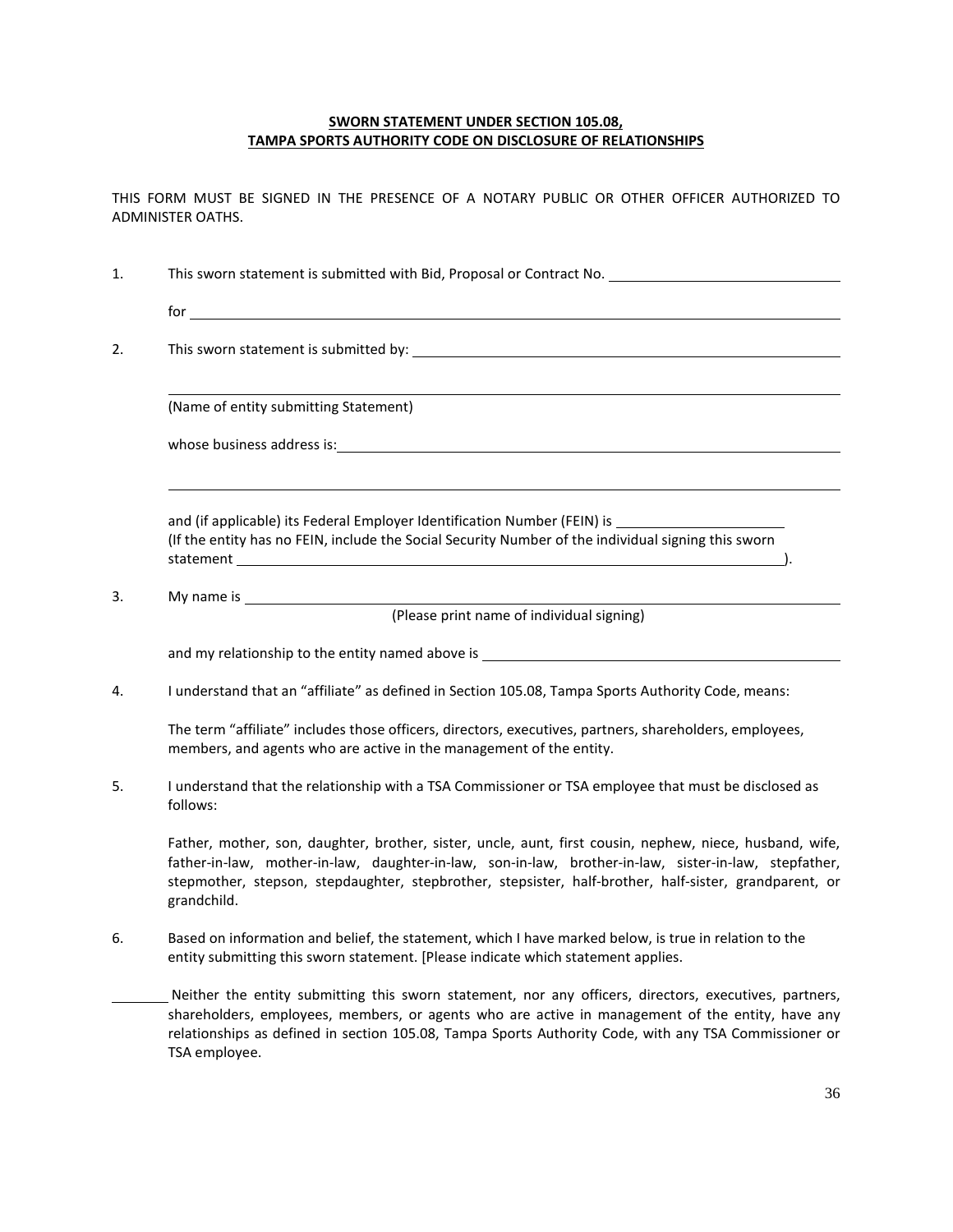**SWORN STATEMENT UNDER SECTION 105.08,**
**TAMPA SPORTS AUTHORITY CODE ON DISCLOSURE OF RELATIONSHIPS**

THIS FORM MUST BE SIGNED IN THE PRESENCE OF A NOTARY PUBLIC OR OTHER OFFICER AUTHORIZED TO ADMINISTER OATHS.

1. This sworn statement is submitted with Bid, Proposal or Contract No. ______________________

   for ____________________________________________________________

2. This sworn statement is submitted by: ____________________________________________

   ____________________________________________________________

   (Name of entity submitting Statement)

   whose business address is: ____________________________________________

   ____________________________________________________________

   and (if applicable) its Federal Employer Identification Number (FEIN) is ________________
   (If the entity has no FEIN, include the Social Security Number of the individual signing this sworn statement ____________________________________________).

3. My name is ____________________________________________________________
   (Please print name of individual signing)

   and my relationship to the entity named above is ________________________________

4. I understand that an "affiliate" as defined in Section 105.08, Tampa Sports Authority Code, means:

   The term "affiliate" includes those officers, directors, executives, partners, shareholders, employees, members, and agents who are active in the management of the entity.

5. I understand that the relationship with a TSA Commissioner or TSA employee that must be disclosed as follows:

   Father, mother, son, daughter, brother, sister, uncle, aunt, first cousin, nephew, niece, husband, wife, father-in-law, mother-in-law, daughter-in-law, son-in-law, brother-in-law, sister-in-law, stepfather, stepmother, stepson, stepdaughter, stepbrother, stepsister, half-brother, half-sister, grandparent, or grandchild.

6. Based on information and belief, the statement, which I have marked below, is true in relation to the entity submitting this sworn statement. [Please indicate which statement applies.

________ Neither the entity submitting this sworn statement, nor any officers, directors, executives, partners, shareholders, employees, members, or agents who are active in management of the entity, have any relationships as defined in section 105.08, Tampa Sports Authority Code, with any TSA Commissioner or TSA employee.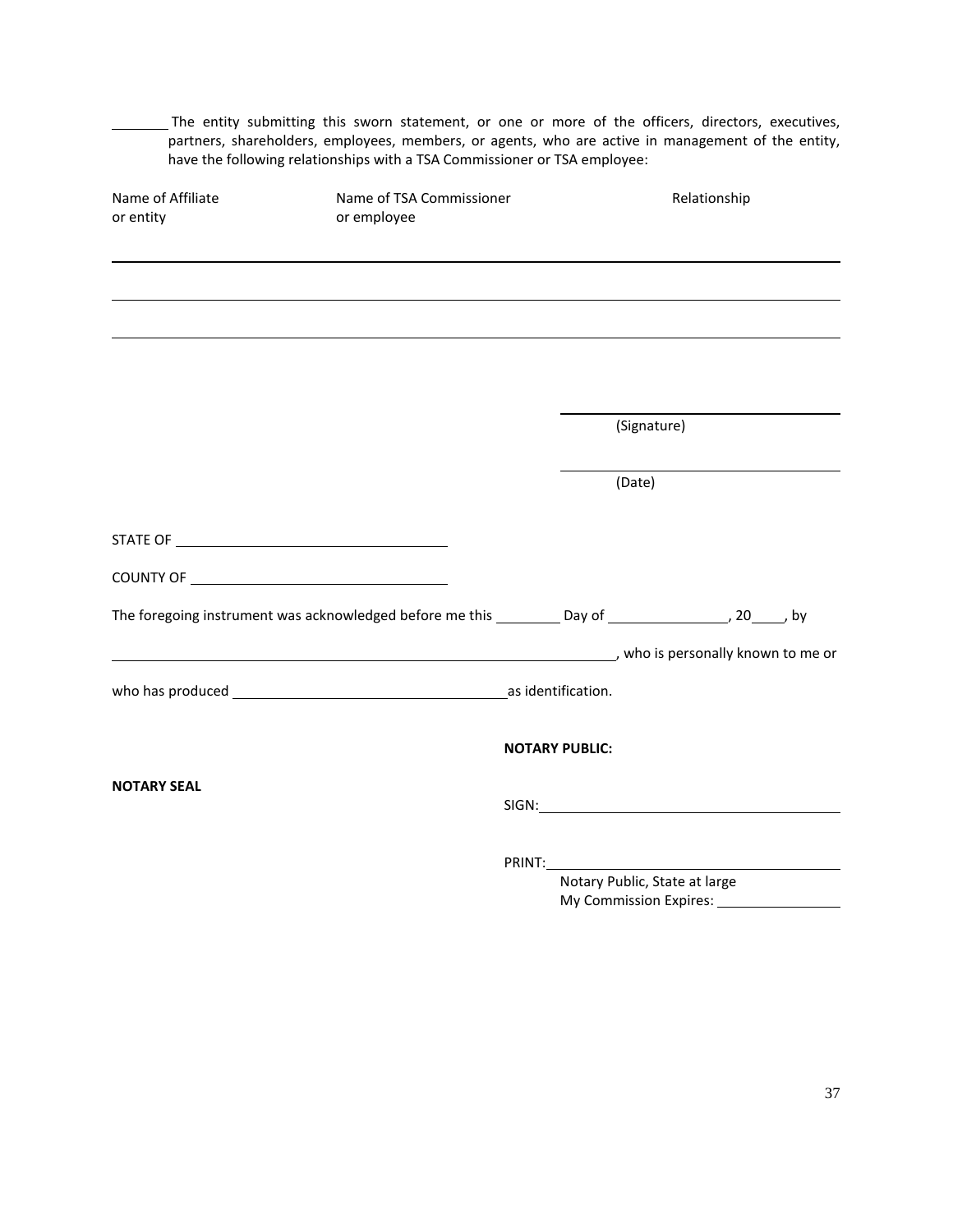_______ The entity submitting this sworn statement, or one or more of the officers, directors, executives, partners, shareholders, employees, members, or agents, who are active in management of the entity, have the following relationships with a TSA Commissioner or TSA employee:

| Name of Affiliate or entity | Name of TSA Commissioner or employee | Relationship |
|---|---|---|
| | | |
| | | |
| | | |

_______________________________
(Signature)

_______________________________
(Date)

STATE OF _______________________________

COUNTY OF _______________________________

The foregoing instrument was acknowledged before me this ________ Day of _______________, 20____, by _______________________________________________, who is personally known to me or who has produced _______________________________ as identification.

**NOTARY PUBLIC:**

**NOTARY SEAL**

SIGN: _______________________________

PRINT: _______________________________

Notary Public, State at large

My Commission Expires: _______________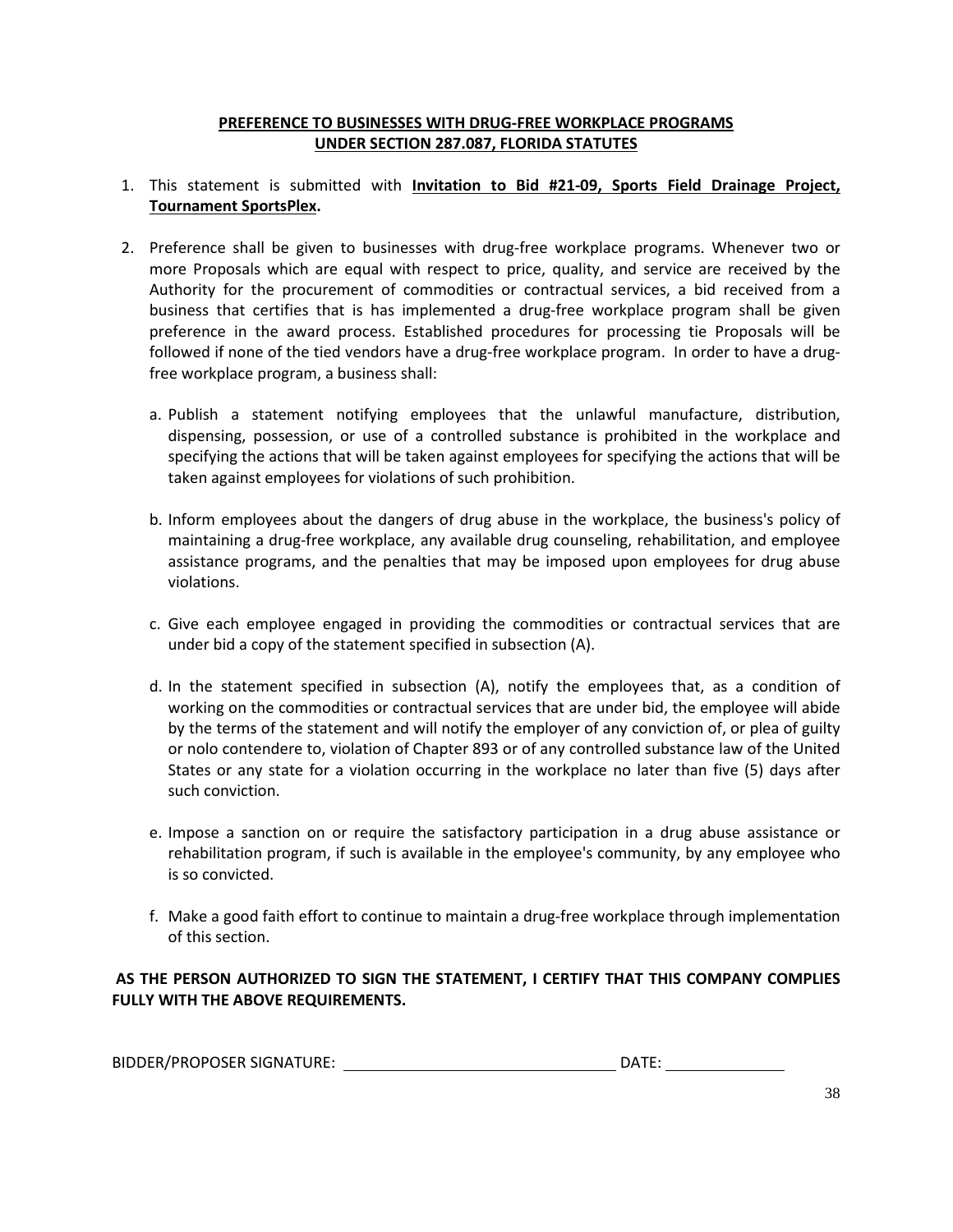**PREFERENCE TO BUSINESSES WITH DRUG-FREE WORKPLACE PROGRAMS**
**UNDER SECTION 287.087, FLORIDA STATUTES**

1. This statement is submitted with **Invitation to Bid #21-09, Sports Field Drainage Project, Tournament SportsPlex.**

2. Preference shall be given to businesses with drug-free workplace programs. Whenever two or more Proposals which are equal with respect to price, quality, and service are received by the Authority for the procurement of commodities or contractual services, a bid received from a business that certifies that is has implemented a drug-free workplace program shall be given preference in the award process. Established procedures for processing tie Proposals will be followed if none of the tied vendors have a drug-free workplace program. In order to have a drug-free workplace program, a business shall:

   a. Publish a statement notifying employees that the unlawful manufacture, distribution, dispensing, possession, or use of a controlled substance is prohibited in the workplace and specifying the actions that will be taken against employees for specifying the actions that will be taken against employees for violations of such prohibition.

   b. Inform employees about the dangers of drug abuse in the workplace, the business's policy of maintaining a drug-free workplace, any available drug counseling, rehabilitation, and employee assistance programs, and the penalties that may be imposed upon employees for drug abuse violations.

   c. Give each employee engaged in providing the commodities or contractual services that are under bid a copy of the statement specified in subsection (A).

   d. In the statement specified in subsection (A), notify the employees that, as a condition of working on the commodities or contractual services that are under bid, the employee will abide by the terms of the statement and will notify the employer of any conviction of, or plea of guilty or nolo contendere to, violation of Chapter 893 or of any controlled substance law of the United States or any state for a violation occurring in the workplace no later than five (5) days after such conviction.

   e. Impose a sanction on or require the satisfactory participation in a drug abuse assistance or rehabilitation program, if such is available in the employee's community, by any employee who is so convicted.

   f. Make a good faith effort to continue to maintain a drug-free workplace through implementation of this section.

**AS THE PERSON AUTHORIZED TO SIGN THE STATEMENT, I CERTIFY THAT THIS COMPANY COMPLIES FULLY WITH THE ABOVE REQUIREMENTS.**

BIDDER/PROPOSER SIGNATURE: ______________________________ DATE: ____________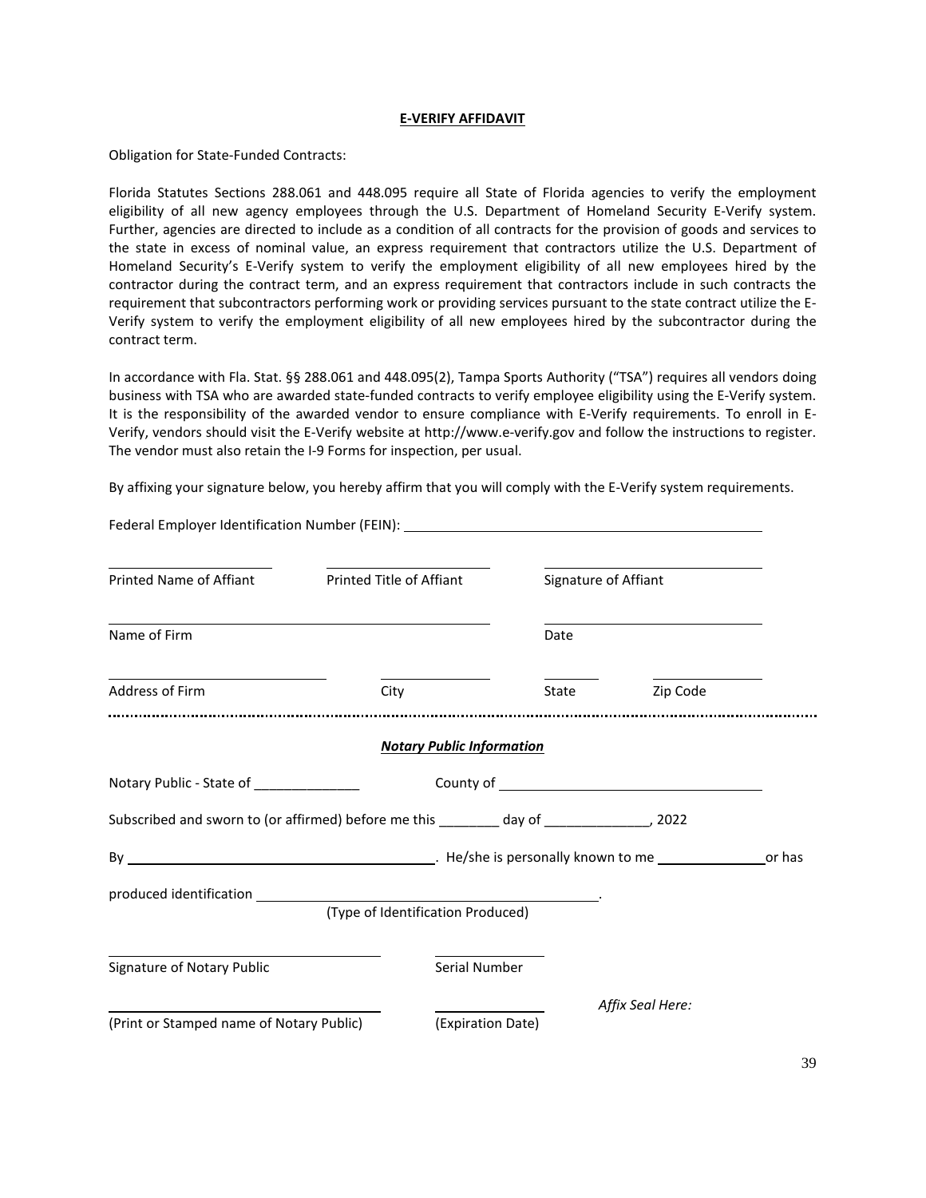**E-VERIFY AFFIDAVIT**

Obligation for State-Funded Contracts:

Florida Statutes Sections 288.061 and 448.095 require all State of Florida agencies to verify the employment eligibility of all new agency employees through the U.S. Department of Homeland Security E-Verify system. Further, agencies are directed to include as a condition of all contracts for the provision of goods and services to the state in excess of nominal value, an express requirement that contractors utilize the U.S. Department of Homeland Security's E-Verify system to verify the employment eligibility of all new employees hired by the contractor during the contract term, and an express requirement that contractors include in such contracts the requirement that subcontractors performing work or providing services pursuant to the state contract utilize the E-Verify system to verify the employment eligibility of all new employees hired by the subcontractor during the contract term.

In accordance with Fla. Stat. §§ 288.061 and 448.095(2), Tampa Sports Authority ("TSA") requires all vendors doing business with TSA who are awarded state-funded contracts to verify employee eligibility using the E-Verify system. It is the responsibility of the awarded vendor to ensure compliance with E-Verify requirements. To enroll in E-Verify, vendors should visit the E-Verify website at http://www.e-verify.gov and follow the instructions to register. The vendor must also retain the I-9 Forms for inspection, per usual.

By affixing your signature below, you hereby affirm that you will comply with the E-Verify system requirements.

Federal Employer Identification Number (FEIN): ______________________________

| | | |
|---|---|---|
| ____________________ | ____________________ | ____________________ |
| Printed Name of Affiant | Printed Title of Affiant | Signature of Affiant |

| | |
|---|---|
| ________________________________ | ____________________ |
| Name of Firm | Date |

| | | | |
|---|---|---|---|
| ____________________ | ____________ | ______ | __________ |
| Address of Firm | City | State | Zip Code |

---

***Notary Public Information***

Notary Public - State of ______________ County of ______________________________

Subscribed and sworn to (or affirmed) before me this ________ day of ______________, 2022

By ________________________________________. He/she is personally known to me ______________ or has

produced identification ________________________________________.
(Type of Identification Produced)

| | |
|---|---|
| ______________________________ | ____________ |
| Signature of Notary Public | Serial Number |

| | | |
|---|---|---|
| ______________________________ | ____________ | *Affix Seal Here:* |
| (Print or Stamped name of Notary Public) | (Expiration Date) | |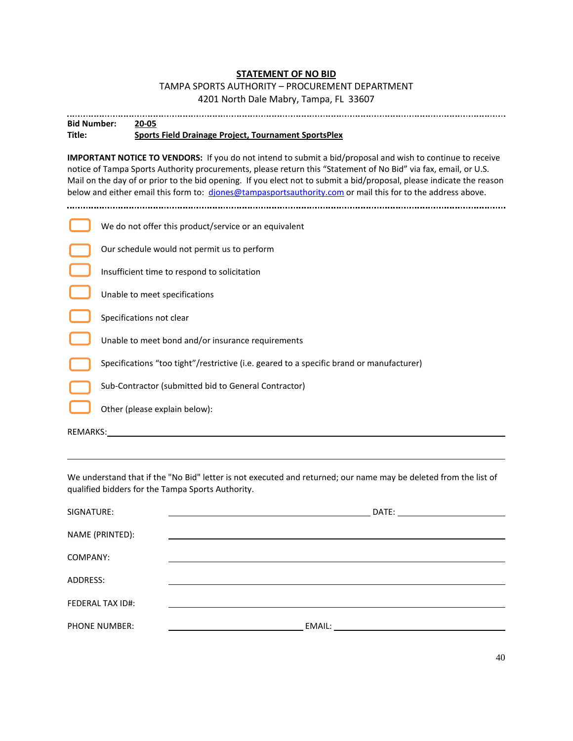# STATEMENT OF NO BID

TAMPA SPORTS AUTHORITY – PROCUREMENT DEPARTMENT
4201 North Dale Mabry, Tampa, FL 33607

**Bid Number:** **20-05**
**Title:** **Sports Field Drainage Project, Tournament SportsPlex**

**IMPORTANT NOTICE TO VENDORS:** If you do not intend to submit a bid/proposal and wish to continue to receive notice of Tampa Sports Authority procurements, please return this "Statement of No Bid" via fax, email, or U.S. Mail on the day of or prior to the bid opening. If you elect not to submit a bid/proposal, please indicate the reason below and either email this form to: djones@tampasportsauthority.com or mail this for to the address above.

- ☐ We do not offer this product/service or an equivalent
- ☐ Our schedule would not permit us to perform
- ☐ Insufficient time to respond to solicitation
- ☐ Unable to meet specifications
- ☐ Specifications not clear
- ☐ Unable to meet bond and/or insurance requirements
- ☐ Specifications "too tight"/restrictive (i.e. geared to a specific brand or manufacturer)
- ☐ Sub-Contractor (submitted bid to General Contractor)
- ☐ Other (please explain below):

REMARKS: ______________________________________________________________

______________________________________________________________________

We understand that if the "No Bid" letter is not executed and returned; our name may be deleted from the list of qualified bidders for the Tampa Sports Authority.

SIGNATURE: ______________________________ DATE: ______________

NAME (PRINTED): ______________________________________________

COMPANY: ______________________________________________

ADDRESS: ______________________________________________

FEDERAL TAX ID#: ______________________________________________

PHONE NUMBER: ____________________ EMAIL: ______________________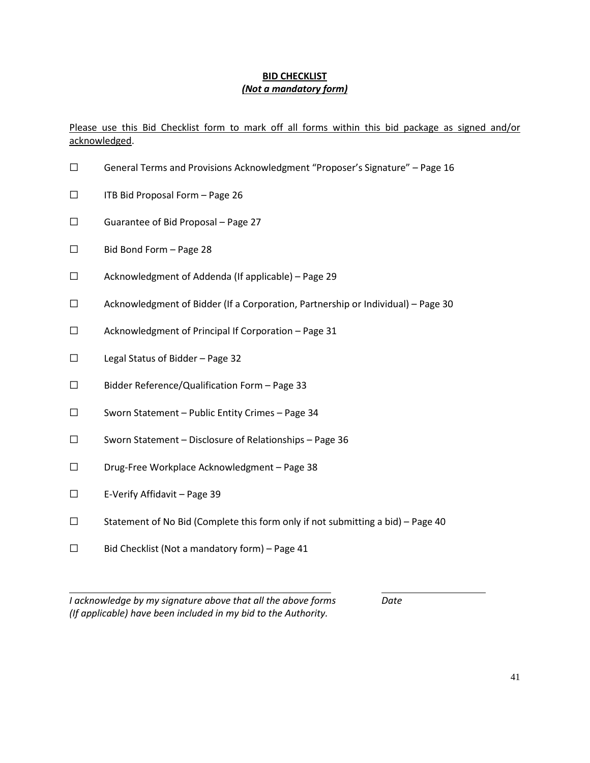**BID CHECKLIST**
***(Not a mandatory form)***

Please use this Bid Checklist form to mark off all forms within this bid package as signed and/or acknowledged.

☐ General Terms and Provisions Acknowledgment "Proposer's Signature" – Page 16

☐ ITB Bid Proposal Form – Page 26

☐ Guarantee of Bid Proposal – Page 27

☐ Bid Bond Form – Page 28

☐ Acknowledgment of Addenda (If applicable) – Page 29

☐ Acknowledgment of Bidder (If a Corporation, Partnership or Individual) – Page 30

☐ Acknowledgment of Principal If Corporation – Page 31

☐ Legal Status of Bidder – Page 32

☐ Bidder Reference/Qualification Form – Page 33

☐ Sworn Statement – Public Entity Crimes – Page 34

☐ Sworn Statement – Disclosure of Relationships – Page 36

☐ Drug-Free Workplace Acknowledgment – Page 38

☐ E-Verify Affidavit – Page 39

☐ Statement of No Bid (Complete this form only if not submitting a bid) – Page 40

☐ Bid Checklist (Not a mandatory form) – Page 41

_______________________________________ ____________________

*I acknowledge by my signature above that all the above forms (If applicable) have been included in my bid to the Authority.* *Date*